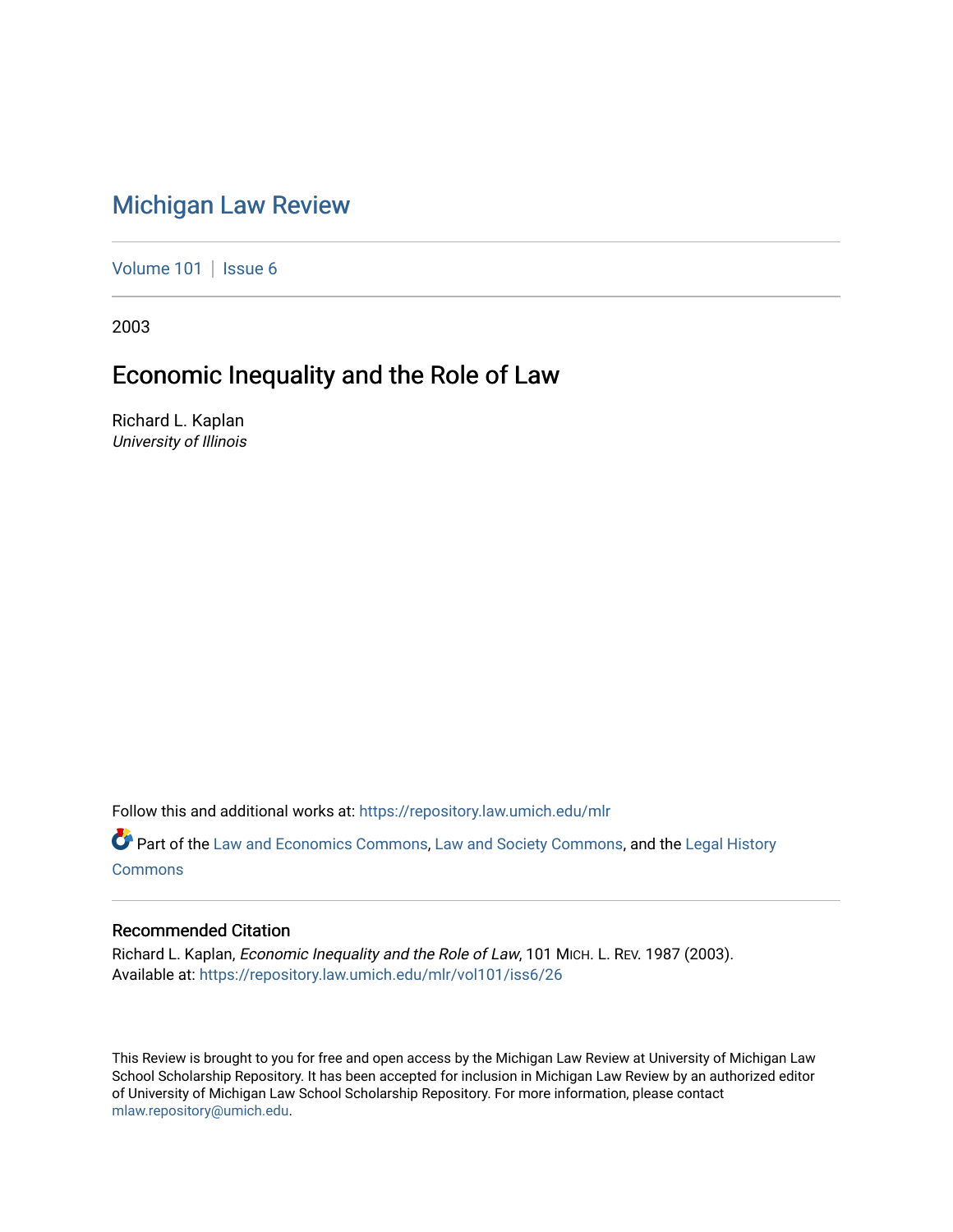# Michigan Law Review

Volume 101 | Issue 6

2003

## Economic Inequality and the Role of Law

Richard L. Kaplan
*University of Illinois*

Follow this and additional works at: https://repository.law.umich.edu/mlr

Part of the Law and Economics Commons, Law and Society Commons, and the Legal History Commons

### Recommended Citation

Richard L. Kaplan, *Economic Inequality and the Role of Law*, 101 MICH. L. REV. 1987 (2003).
Available at: https://repository.law.umich.edu/mlr/vol101/iss6/26

This Review is brought to you for free and open access by the Michigan Law Review at University of Michigan Law School Scholarship Repository. It has been accepted for inclusion in Michigan Law Review by an authorized editor of University of Michigan Law School Scholarship Repository. For more information, please contact mlaw.repository@umich.edu.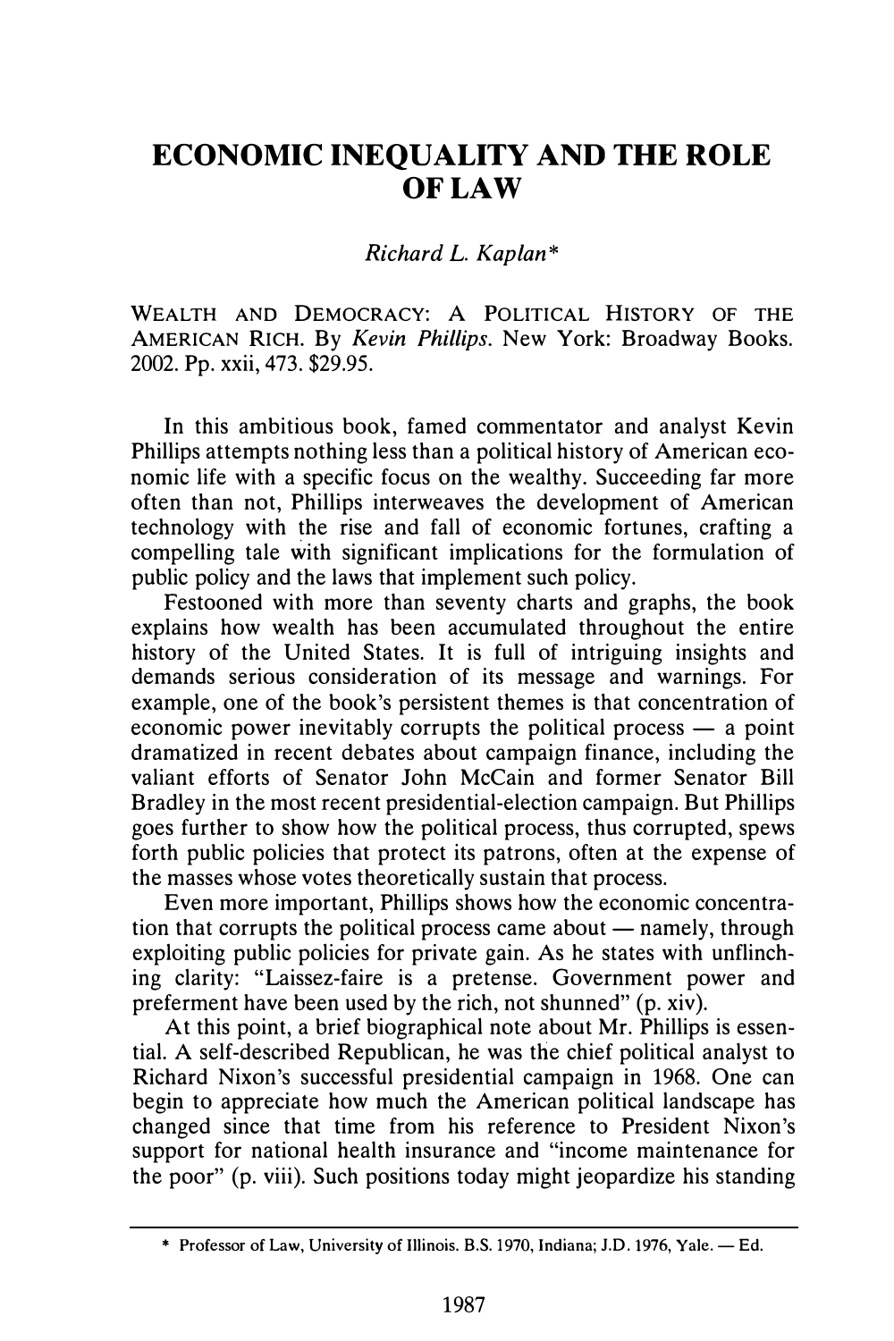# ECONOMIC INEQUALITY AND THE ROLE OF LAW

*Richard L. Kaplan**

WEALTH AND DEMOCRACY: A POLITICAL HISTORY OF THE AMERICAN RICH. By *Kevin Phillips*. New York: Broadway Books. 2002. Pp. xxii, 473. $29.95.

In this ambitious book, famed commentator and analyst Kevin Phillips attempts nothing less than a political history of American economic life with a specific focus on the wealthy. Succeeding far more often than not, Phillips interweaves the development of American technology with the rise and fall of economic fortunes, crafting a compelling tale with significant implications for the formulation of public policy and the laws that implement such policy.

Festooned with more than seventy charts and graphs, the book explains how wealth has been accumulated throughout the entire history of the United States. It is full of intriguing insights and demands serious consideration of its message and warnings. For example, one of the book's persistent themes is that concentration of economic power inevitably corrupts the political process — a point dramatized in recent debates about campaign finance, including the valiant efforts of Senator John McCain and former Senator Bill Bradley in the most recent presidential-election campaign. But Phillips goes further to show how the political process, thus corrupted, spews forth public policies that protect its patrons, often at the expense of the masses whose votes theoretically sustain that process.

Even more important, Phillips shows how the economic concentration that corrupts the political process came about — namely, through exploiting public policies for private gain. As he states with unflinching clarity: "Laissez-faire is a pretense. Government power and preferment have been used by the rich, not shunned" (p. xiv).

At this point, a brief biographical note about Mr. Phillips is essential. A self-described Republican, he was the chief political analyst to Richard Nixon's successful presidential campaign in 1968. One can begin to appreciate how much the American political landscape has changed since that time from his reference to President Nixon's support for national health insurance and "income maintenance for the poor" (p. viii). Such positions today might jeopardize his standing

---

\* Professor of Law, University of Illinois. B.S. 1970, Indiana; J.D. 1976, Yale. — Ed.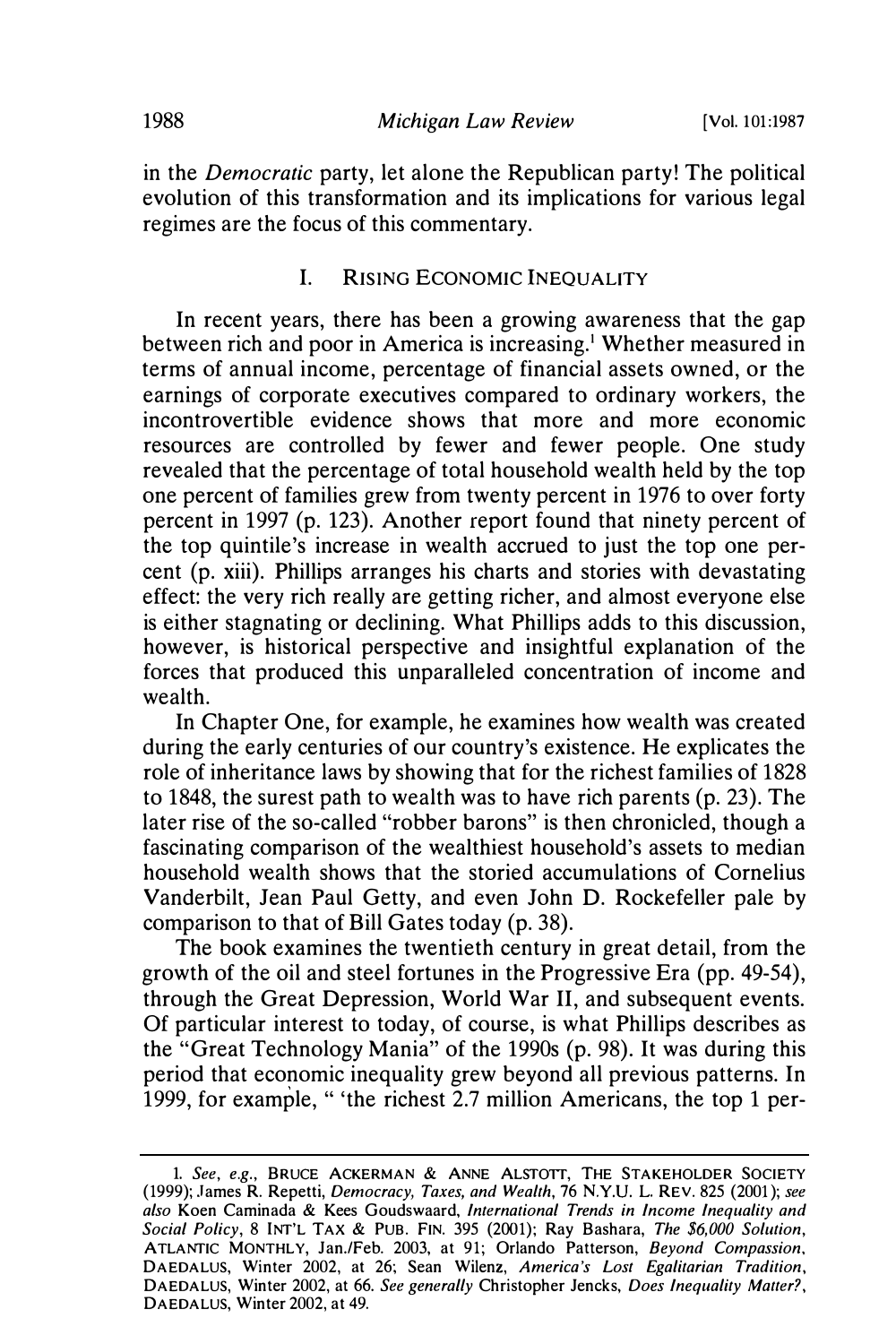in the *Democratic* party, let alone the Republican party! The political evolution of this transformation and its implications for various legal regimes are the focus of this commentary.

## I. RISING ECONOMIC INEQUALITY

In recent years, there has been a growing awareness that the gap between rich and poor in America is increasing.[1] Whether measured in terms of annual income, percentage of financial assets owned, or the earnings of corporate executives compared to ordinary workers, the incontrovertible evidence shows that more and more economic resources are controlled by fewer and fewer people. One study revealed that the percentage of total household wealth held by the top one percent of families grew from twenty percent in 1976 to over forty percent in 1997 (p. 123). Another report found that ninety percent of the top quintile's increase in wealth accrued to just the top one percent (p. xiii). Phillips arranges his charts and stories with devastating effect: the very rich really are getting richer, and almost everyone else is either stagnating or declining. What Phillips adds to this discussion, however, is historical perspective and insightful explanation of the forces that produced this unparalleled concentration of income and wealth.

In Chapter One, for example, he examines how wealth was created during the early centuries of our country's existence. He explicates the role of inheritance laws by showing that for the richest families of 1828 to 1848, the surest path to wealth was to have rich parents (p. 23). The later rise of the so-called "robber barons" is then chronicled, though a fascinating comparison of the wealthiest household's assets to median household wealth shows that the storied accumulations of Cornelius Vanderbilt, Jean Paul Getty, and even John D. Rockefeller pale by comparison to that of Bill Gates today (p. 38).

The book examines the twentieth century in great detail, from the growth of the oil and steel fortunes in the Progressive Era (pp. 49-54), through the Great Depression, World War II, and subsequent events. Of particular interest to today, of course, is what Phillips describes as the "Great Technology Mania" of the 1990s (p. 98). It was during this period that economic inequality grew beyond all previous patterns. In 1999, for example, " 'the richest 2.7 million Americans, the top 1 per-

---

1. *See, e.g.*, BRUCE ACKERMAN & ANNE ALSTOTT, THE STAKEHOLDER SOCIETY (1999); James R. Repetti, *Democracy, Taxes, and Wealth*, 76 N.Y.U. L. REV. 825 (2001); *see also* Koen Caminada & Kees Goudswaard, *International Trends in Income Inequality and Social Policy*, 8 INT'L TAX & PUB. FIN. 395 (2001); Ray Bashara, *The $6,000 Solution*, ATLANTIC MONTHLY, Jan./Feb. 2003, at 91; Orlando Patterson, *Beyond Compassion*, DAEDALUS, Winter 2002, at 26; Sean Wilenz, *America's Lost Egalitarian Tradition*, DAEDALUS, Winter 2002, at 66. *See generally* Christopher Jencks, *Does Inequality Matter?*, DAEDALUS, Winter 2002, at 49.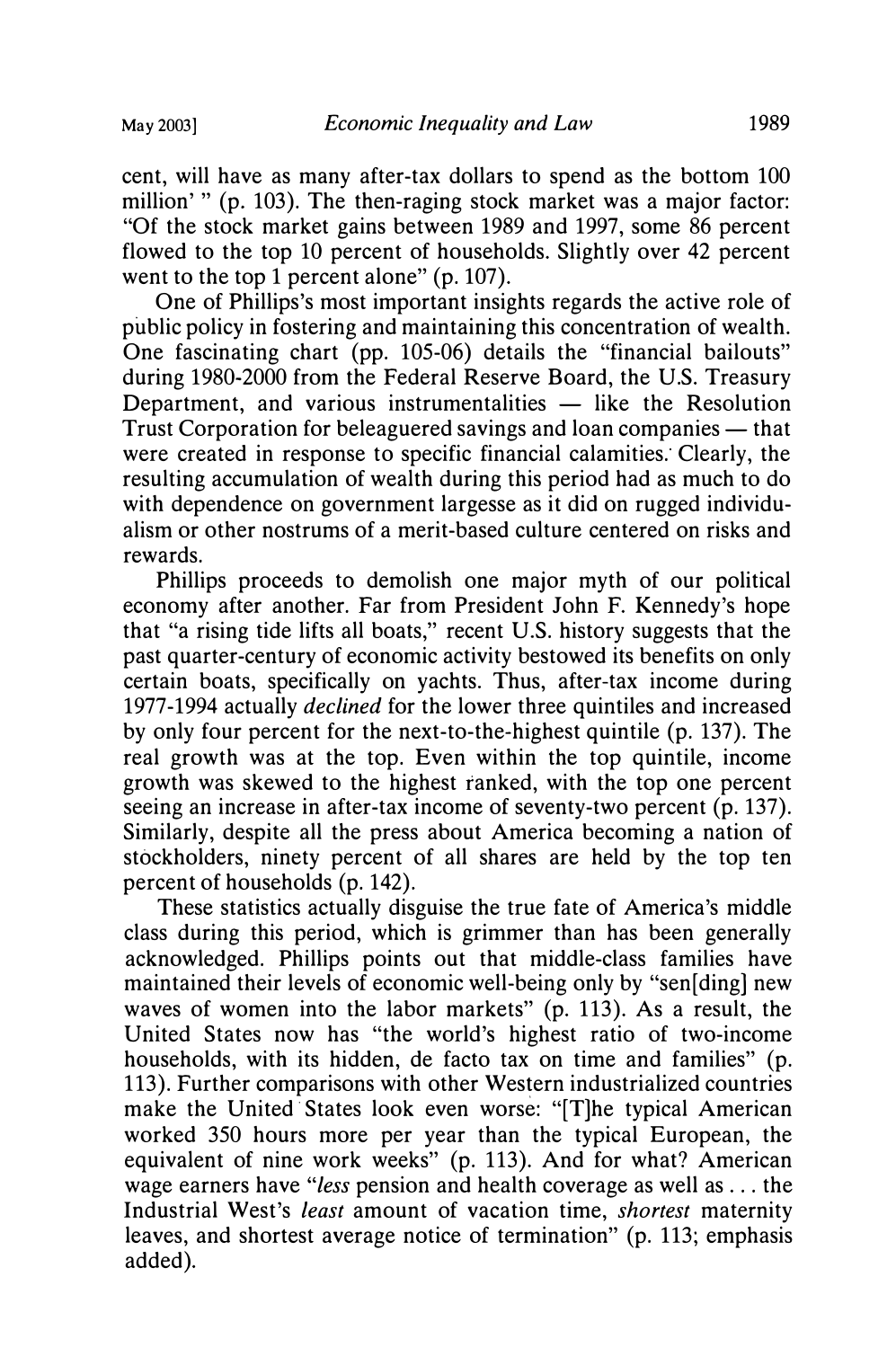cent, will have as many after-tax dollars to spend as the bottom 100 million' " (p. 103). The then-raging stock market was a major factor: "Of the stock market gains between 1989 and 1997, some 86 percent flowed to the top 10 percent of households. Slightly over 42 percent went to the top 1 percent alone" (p. 107).

One of Phillips's most important insights regards the active role of public policy in fostering and maintaining this concentration of wealth. One fascinating chart (pp. 105-06) details the "financial bailouts" during 1980-2000 from the Federal Reserve Board, the U.S. Treasury Department, and various instrumentalities — like the Resolution Trust Corporation for beleaguered savings and loan companies — that were created in response to specific financial calamities. Clearly, the resulting accumulation of wealth during this period had as much to do with dependence on government largesse as it did on rugged individualism or other nostrums of a merit-based culture centered on risks and rewards.

Phillips proceeds to demolish one major myth of our political economy after another. Far from President John F. Kennedy's hope that "a rising tide lifts all boats," recent U.S. history suggests that the past quarter-century of economic activity bestowed its benefits on only certain boats, specifically on yachts. Thus, after-tax income during 1977-1994 actually *declined* for the lower three quintiles and increased by only four percent for the next-to-the-highest quintile (p. 137). The real growth was at the top. Even within the top quintile, income growth was skewed to the highest ranked, with the top one percent seeing an increase in after-tax income of seventy-two percent (p. 137). Similarly, despite all the press about America becoming a nation of stockholders, ninety percent of all shares are held by the top ten percent of households (p. 142).

These statistics actually disguise the true fate of America's middle class during this period, which is grimmer than has been generally acknowledged. Phillips points out that middle-class families have maintained their levels of economic well-being only by "sen[ding] new waves of women into the labor markets" (p. 113). As a result, the United States now has "the world's highest ratio of two-income households, with its hidden, de facto tax on time and families" (p. 113). Further comparisons with other Western industrialized countries make the United States look even worse: "[T]he typical American worked 350 hours more per year than the typical European, the equivalent of nine work weeks" (p. 113). And for what? American wage earners have "*less* pension and health coverage as well as . . . the Industrial West's *least* amount of vacation time, *shortest* maternity leaves, and shortest average notice of termination" (p. 113; emphasis added).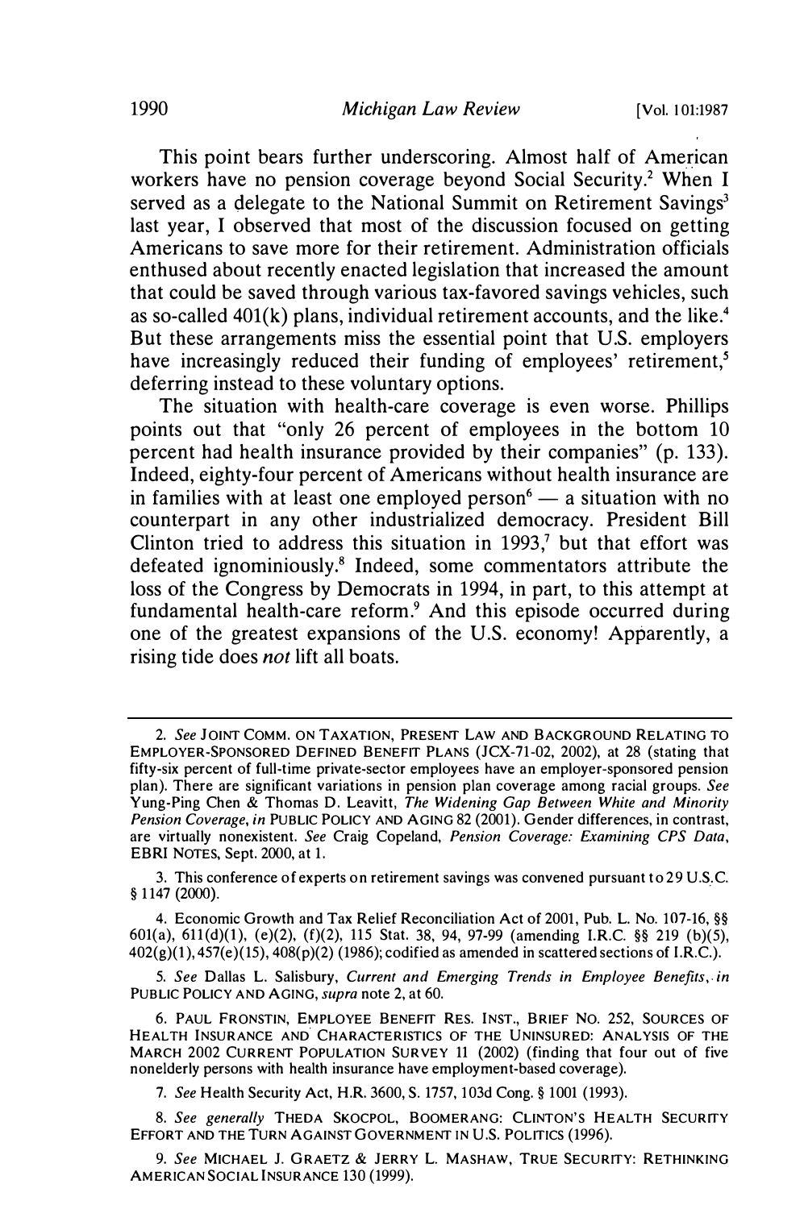This point bears further underscoring. Almost half of American workers have no pension coverage beyond Social Security.[2] When I served as a delegate to the National Summit on Retirement Savings[3] last year, I observed that most of the discussion focused on getting Americans to save more for their retirement. Administration officials enthused about recently enacted legislation that increased the amount that could be saved through various tax-favored savings vehicles, such as so-called 401(k) plans, individual retirement accounts, and the like.[4] But these arrangements miss the essential point that U.S. employers have increasingly reduced their funding of employees' retirement,[5] deferring instead to these voluntary options.

The situation with health-care coverage is even worse. Phillips points out that "only 26 percent of employees in the bottom 10 percent had health insurance provided by their companies" (p. 133). Indeed, eighty-four percent of Americans without health insurance are in families with at least one employed person[6] — a situation with no counterpart in any other industrialized democracy. President Bill Clinton tried to address this situation in 1993,[7] but that effort was defeated ignominiously.[8] Indeed, some commentators attribute the loss of the Congress by Democrats in 1994, in part, to this attempt at fundamental health-care reform.[9] And this episode occurred during one of the greatest expansions of the U.S. economy! Apparently, a rising tide does *not* lift all boats.

---

2. *See* JOINT COMM. ON TAXATION, PRESENT LAW AND BACKGROUND RELATING TO EMPLOYER-SPONSORED DEFINED BENEFIT PLANS (JCX-71-02, 2002), at 28 (stating that fifty-six percent of full-time private-sector employees have an employer-sponsored pension plan). There are significant variations in pension plan coverage among racial groups. *See* Yung-Ping Chen & Thomas D. Leavitt, *The Widening Gap Between White and Minority Pension Coverage*, *in* PUBLIC POLICY AND AGING 82 (2001). Gender differences, in contrast, are virtually nonexistent. *See* Craig Copeland, *Pension Coverage: Examining CPS Data*, EBRI NOTES, Sept. 2000, at 1.

3. This conference of experts on retirement savings was convened pursuant to 29 U.S.C. § 1147 (2000).

4. Economic Growth and Tax Relief Reconciliation Act of 2001, Pub. L. No. 107-16, §§ 601(a), 611(d)(1), (e)(2), (f)(2), 115 Stat. 38, 94, 97-99 (amending I.R.C. §§ 219 (b)(5), 402(g)(1), 457(e)(15), 408(p)(2) (1986); codified as amended in scattered sections of I.R.C.).

5. *See* Dallas L. Salisbury, *Current and Emerging Trends in Employee Benefits*, *in* PUBLIC POLICY AND AGING, *supra* note 2, at 60.

6. PAUL FRONSTIN, EMPLOYEE BENEFIT RES. INST., BRIEF NO. 252, SOURCES OF HEALTH INSURANCE AND CHARACTERISTICS OF THE UNINSURED: ANALYSIS OF THE MARCH 2002 CURRENT POPULATION SURVEY 11 (2002) (finding that four out of five nonelderly persons with health insurance have employment-based coverage).

7. *See* Health Security Act, H.R. 3600, S. 1757, 103d Cong. § 1001 (1993).

8. *See generally* THEDA SKOCPOL, BOOMERANG: CLINTON'S HEALTH SECURITY EFFORT AND THE TURN AGAINST GOVERNMENT IN U.S. POLITICS (1996).

9. *See* MICHAEL J. GRAETZ & JERRY L. MASHAW, TRUE SECURITY: RETHINKING AMERICAN SOCIAL INSURANCE 130 (1999).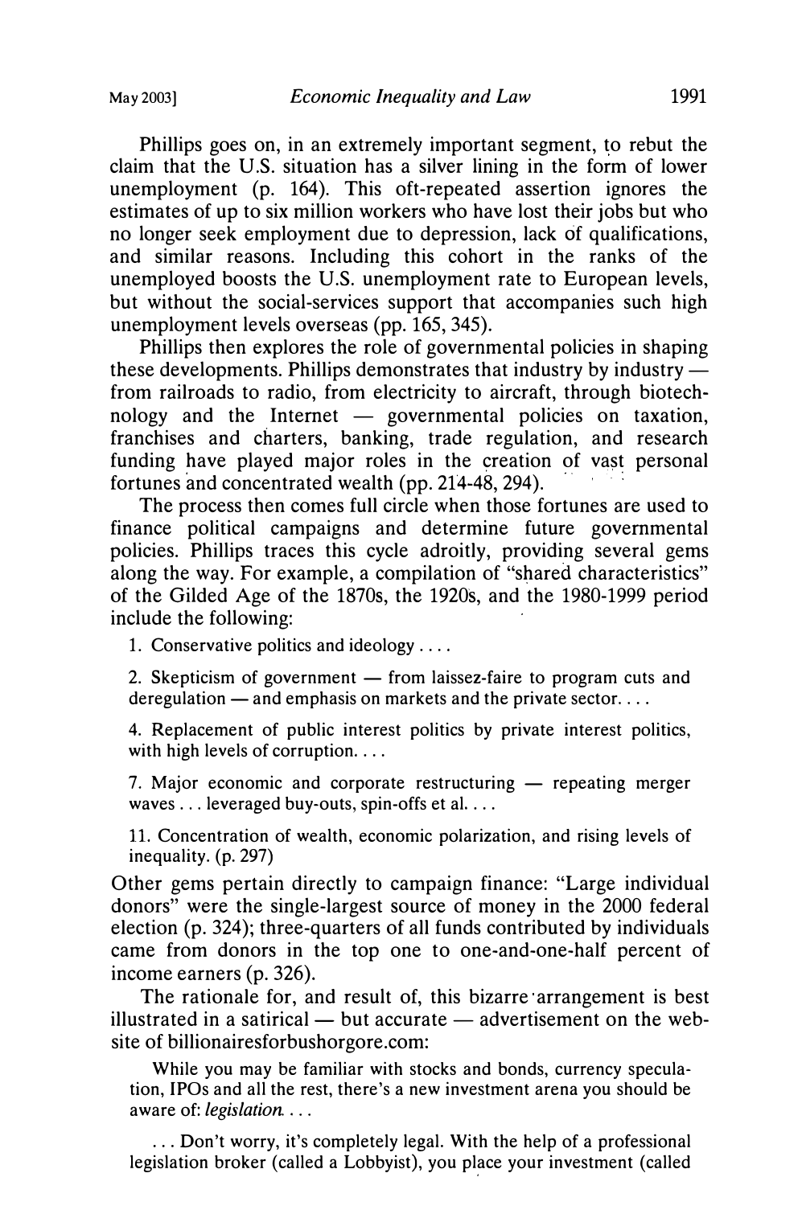Phillips goes on, in an extremely important segment, to rebut the claim that the U.S. situation has a silver lining in the form of lower unemployment (p. 164). This oft-repeated assertion ignores the estimates of up to six million workers who have lost their jobs but who no longer seek employment due to depression, lack of qualifications, and similar reasons. Including this cohort in the ranks of the unemployed boosts the U.S. unemployment rate to European levels, but without the social-services support that accompanies such high unemployment levels overseas (pp. 165, 345).

Phillips then explores the role of governmental policies in shaping these developments. Phillips demonstrates that industry by industry — from railroads to radio, from electricity to aircraft, through biotechnology and the Internet — governmental policies on taxation, franchises and charters, banking, trade regulation, and research funding have played major roles in the creation of vast personal fortunes and concentrated wealth (pp. 214-48, 294).

The process then comes full circle when those fortunes are used to finance political campaigns and determine future governmental policies. Phillips traces this cycle adroitly, providing several gems along the way. For example, a compilation of "shared characteristics" of the Gilded Age of the 1870s, the 1920s, and the 1980-1999 period include the following:

> 1. Conservative politics and ideology . . . .
>
> 2. Skepticism of government — from laissez-faire to program cuts and deregulation — and emphasis on markets and the private sector. . . .
>
> 4. Replacement of public interest politics by private interest politics, with high levels of corruption. . . .
>
> 7. Major economic and corporate restructuring — repeating merger waves . . . leveraged buy-outs, spin-offs et al. . . .
>
> 11. Concentration of wealth, economic polarization, and rising levels of inequality. (p. 297)

Other gems pertain directly to campaign finance: "Large individual donors" were the single-largest source of money in the 2000 federal election (p. 324); three-quarters of all funds contributed by individuals came from donors in the top one to one-and-one-half percent of income earners (p. 326).

The rationale for, and result of, this bizarre arrangement is best illustrated in a satirical — but accurate — advertisement on the website of billionairesforbushorgore.com:

> While you may be familiar with stocks and bonds, currency speculation, IPOs and all the rest, there's a new investment arena you should be aware of: *legislation*. . . .
>
> . . . Don't worry, it's completely legal. With the help of a professional legislation broker (called a Lobbyist), you place your investment (called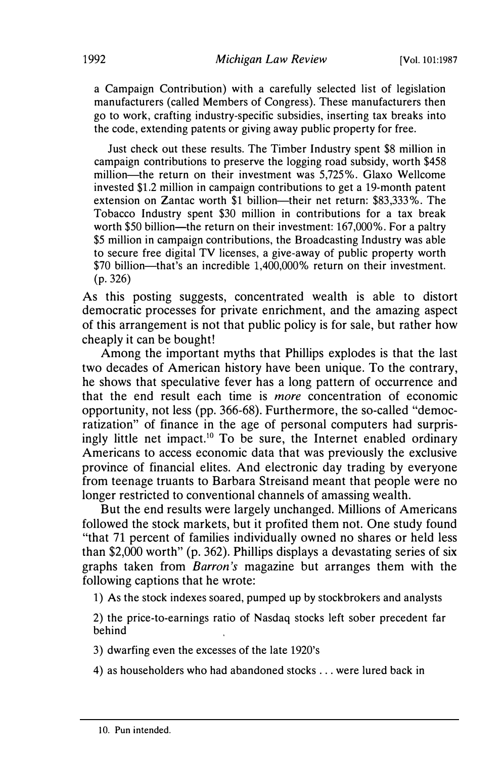a Campaign Contribution) with a carefully selected list of legislation manufacturers (called Members of Congress). These manufacturers then go to work, crafting industry-specific subsidies, inserting tax breaks into the code, extending patents or giving away public property for free.

> Just check out these results. The Timber Industry spent $8 million in campaign contributions to preserve the logging road subsidy, worth $458 million—the return on their investment was 5,725%. Glaxo Wellcome invested $1.2 million in campaign contributions to get a 19-month patent extension on Zantac worth $1 billion—their net return: $83,333%. The Tobacco Industry spent $30 million in contributions for a tax break worth $50 billion—the return on their investment: 167,000%. For a paltry $5 million in campaign contributions, the Broadcasting Industry was able to secure free digital TV licenses, a give-away of public property worth $70 billion—that's an incredible 1,400,000% return on their investment. (p. 326)

As this posting suggests, concentrated wealth is able to distort democratic processes for private enrichment, and the amazing aspect of this arrangement is not that public policy is for sale, but rather how cheaply it can be bought!

Among the important myths that Phillips explodes is that the last two decades of American history have been unique. To the contrary, he shows that speculative fever has a long pattern of occurrence and that the end result each time is *more* concentration of economic opportunity, not less (pp. 366-68). Furthermore, the so-called "democratization" of finance in the age of personal computers had surprisingly little net impact.[10] To be sure, the Internet enabled ordinary Americans to access economic data that was previously the exclusive province of financial elites. And electronic day trading by everyone from teenage truants to Barbara Streisand meant that people were no longer restricted to conventional channels of amassing wealth.

But the end results were largely unchanged. Millions of Americans followed the stock markets, but it profited them not. One study found "that 71 percent of families individually owned no shares or held less than $2,000 worth" (p. 362). Phillips displays a devastating series of six graphs taken from *Barron's* magazine but arranges them with the following captions that he wrote:

> 1) As the stock indexes soared, pumped up by stockbrokers and analysts
>
> 2) the price-to-earnings ratio of Nasdaq stocks left sober precedent far behind
>
> 3) dwarfing even the excesses of the late 1920's
>
> 4) as householders who had abandoned stocks . . . were lured back in

10. Pun intended.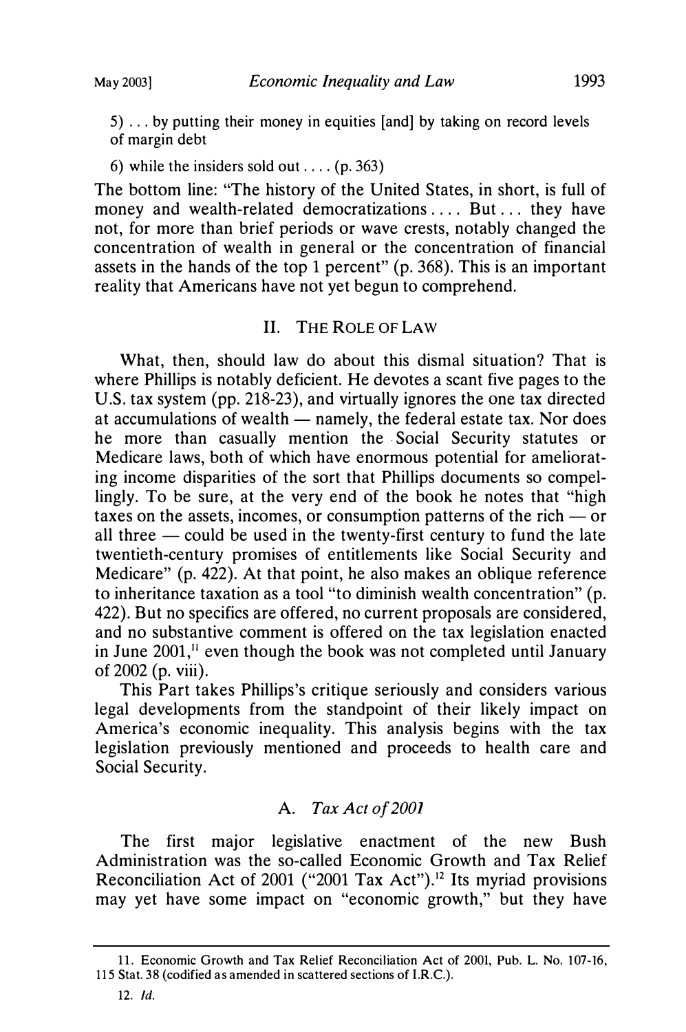5) . . . by putting their money in equities [and] by taking on record levels of margin debt

6) while the insiders sold out . . . . (p. 363)

The bottom line: "The history of the United States, in short, is full of money and wealth-related democratizations . . . . But . . . they have not, for more than brief periods or wave crests, notably changed the concentration of wealth in general or the concentration of financial assets in the hands of the top 1 percent" (p. 368). This is an important reality that Americans have not yet begun to comprehend.

## II. THE ROLE OF LAW

What, then, should law do about this dismal situation? That is where Phillips is notably deficient. He devotes a scant five pages to the U.S. tax system (pp. 218-23), and virtually ignores the one tax directed at accumulations of wealth — namely, the federal estate tax. Nor does he more than casually mention the Social Security statutes or Medicare laws, both of which have enormous potential for ameliorating income disparities of the sort that Phillips documents so compellingly. To be sure, at the very end of the book he notes that "high taxes on the assets, incomes, or consumption patterns of the rich — or all three — could be used in the twenty-first century to fund the late twentieth-century promises of entitlements like Social Security and Medicare" (p. 422). At that point, he also makes an oblique reference to inheritance taxation as a tool "to diminish wealth concentration" (p. 422). But no specifics are offered, no current proposals are considered, and no substantive comment is offered on the tax legislation enacted in June 2001,[11] even though the book was not completed until January of 2002 (p. viii).

This Part takes Phillips's critique seriously and considers various legal developments from the standpoint of their likely impact on America's economic inequality. This analysis begins with the tax legislation previously mentioned and proceeds to health care and Social Security.

### A. *Tax Act of 2001*

The first major legislative enactment of the new Bush Administration was the so-called Economic Growth and Tax Relief Reconciliation Act of 2001 ("2001 Tax Act").[12] Its myriad provisions may yet have some impact on "economic growth," but they have

---

11. Economic Growth and Tax Relief Reconciliation Act of 2001, Pub. L. No. 107-16, 115 Stat. 38 (codified as amended in scattered sections of I.R.C.).

12. *Id.*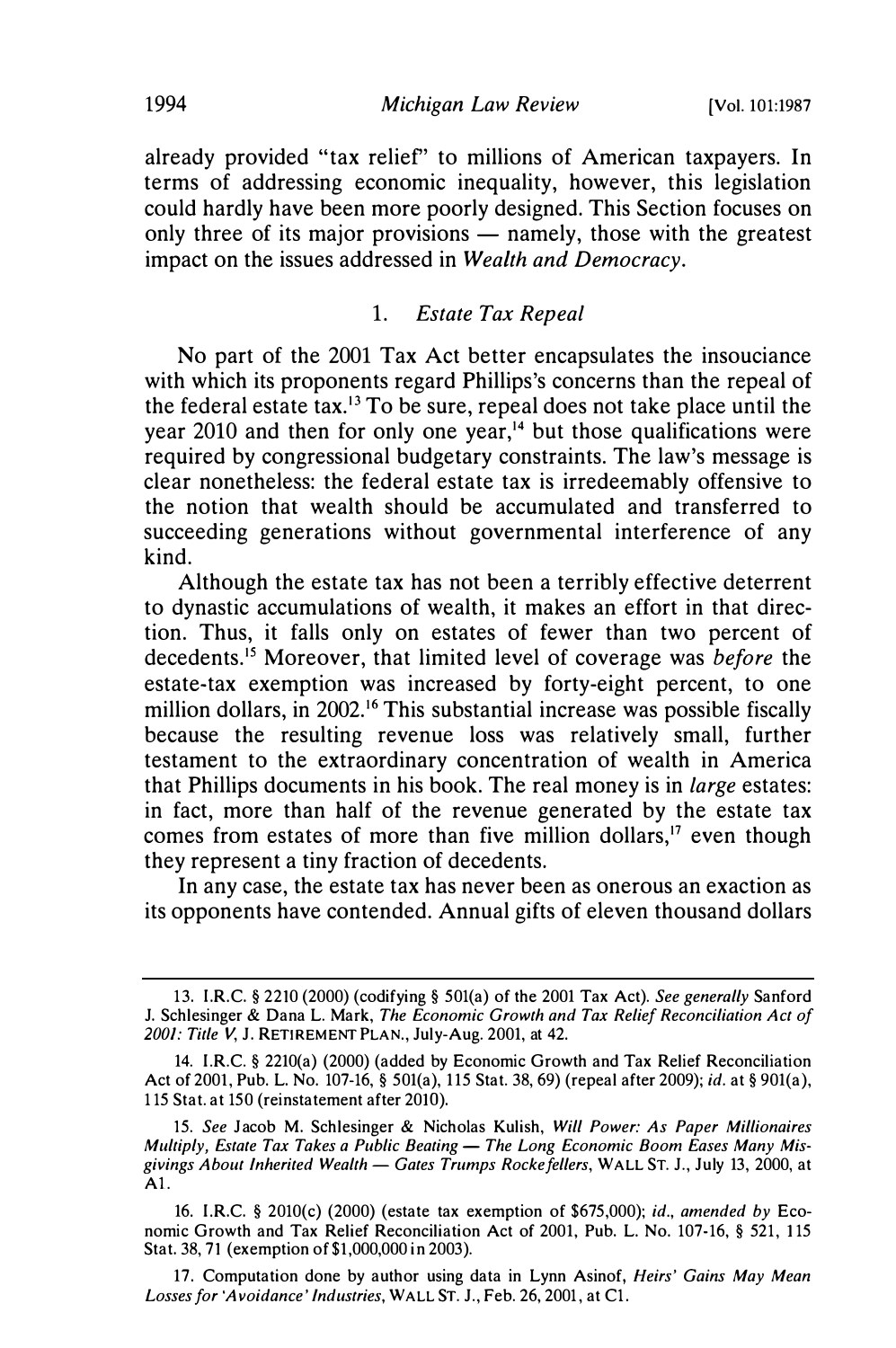already provided "tax relief" to millions of American taxpayers. In terms of addressing economic inequality, however, this legislation could hardly have been more poorly designed. This Section focuses on only three of its major provisions — namely, those with the greatest impact on the issues addressed in *Wealth and Democracy*.

### 1. *Estate Tax Repeal*

No part of the 2001 Tax Act better encapsulates the insouciance with which its proponents regard Phillips's concerns than the repeal of the federal estate tax.[13] To be sure, repeal does not take place until the year 2010 and then for only one year,[14] but those qualifications were required by congressional budgetary constraints. The law's message is clear nonetheless: the federal estate tax is irredeemably offensive to the notion that wealth should be accumulated and transferred to succeeding generations without governmental interference of any kind.

Although the estate tax has not been a terribly effective deterrent to dynastic accumulations of wealth, it makes an effort in that direction. Thus, it falls only on estates of fewer than two percent of decedents.[15] Moreover, that limited level of coverage was *before* the estate-tax exemption was increased by forty-eight percent, to one million dollars, in 2002.[16] This substantial increase was possible fiscally because the resulting revenue loss was relatively small, further testament to the extraordinary concentration of wealth in America that Phillips documents in his book. The real money is in *large* estates: in fact, more than half of the revenue generated by the estate tax comes from estates of more than five million dollars,[17] even though they represent a tiny fraction of decedents.

In any case, the estate tax has never been as onerous an exaction as its opponents have contended. Annual gifts of eleven thousand dollars

---

13. I.R.C. § 2210 (2000) (codifying § 501(a) of the 2001 Tax Act). *See generally* Sanford J. Schlesinger & Dana L. Mark, *The Economic Growth and Tax Relief Reconciliation Act of 2001: Title V*, J. RETIREMENT PLAN., July-Aug. 2001, at 42.

14. I.R.C. § 2210(a) (2000) (added by Economic Growth and Tax Relief Reconciliation Act of 2001, Pub. L. No. 107-16, § 501(a), 115 Stat. 38, 69) (repeal after 2009); *id.* at § 901(a), 115 Stat. at 150 (reinstatement after 2010).

15. *See* Jacob M. Schlesinger & Nicholas Kulish, *Will Power: As Paper Millionaires Multiply, Estate Tax Takes a Public Beating — The Long Economic Boom Eases Many Misgivings About Inherited Wealth — Gates Trumps Rockefellers*, WALL ST. J., July 13, 2000, at A1.

16. I.R.C. § 2010(c) (2000) (estate tax exemption of $675,000); *id.*, *amended by* Economic Growth and Tax Relief Reconciliation Act of 2001, Pub. L. No. 107-16, § 521, 115 Stat. 38, 71 (exemption of $1,000,000 in 2003).

17. Computation done by author using data in Lynn Asinof, *Heirs' Gains May Mean Losses for 'Avoidance' Industries*, WALL ST. J., Feb. 26, 2001, at C1.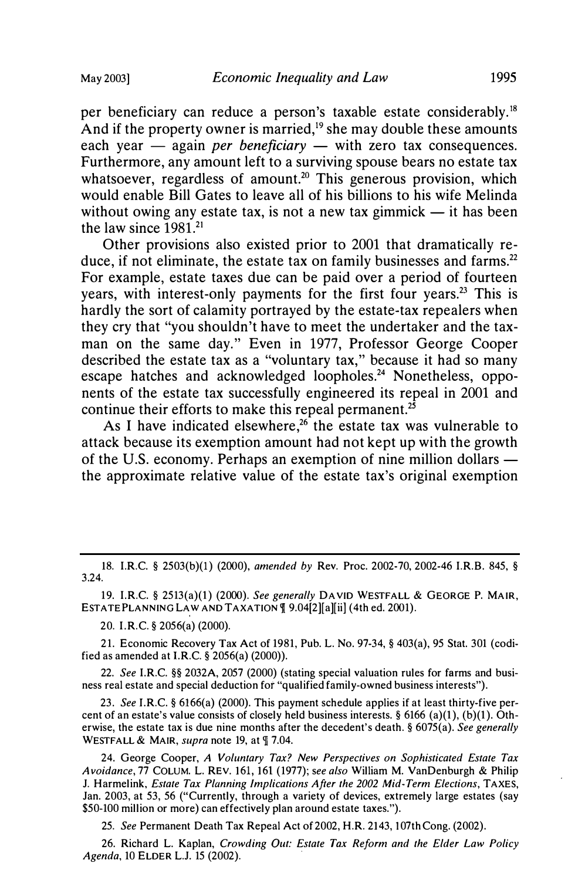per beneficiary can reduce a person's taxable estate considerably.[18] And if the property owner is married,[19] she may double these amounts each year — again *per beneficiary* — with zero tax consequences. Furthermore, any amount left to a surviving spouse bears no estate tax whatsoever, regardless of amount.[20] This generous provision, which would enable Bill Gates to leave all of his billions to his wife Melinda without owing any estate tax, is not a new tax gimmick — it has been the law since 1981.[21]

Other provisions also existed prior to 2001 that dramatically reduce, if not eliminate, the estate tax on family businesses and farms.[22] For example, estate taxes due can be paid over a period of fourteen years, with interest-only payments for the first four years.[23] This is hardly the sort of calamity portrayed by the estate-tax repealers when they cry that "you shouldn't have to meet the undertaker and the taxman on the same day." Even in 1977, Professor George Cooper described the estate tax as a "voluntary tax," because it had so many escape hatches and acknowledged loopholes.[24] Nonetheless, opponents of the estate tax successfully engineered its repeal in 2001 and continue their efforts to make this repeal permanent.[25]

As I have indicated elsewhere,[26] the estate tax was vulnerable to attack because its exemption amount had not kept up with the growth of the U.S. economy. Perhaps an exemption of nine million dollars — the approximate relative value of the estate tax's original exemption

---

18. I.R.C. § 2503(b)(1) (2000), *amended by* Rev. Proc. 2002-70, 2002-46 I.R.B. 845, § 3.24.

19. I.R.C. § 2513(a)(1) (2000). *See generally* DAVID WESTFALL & GEORGE P. MAIR, ESTATE PLANNING LAW AND TAXATION ¶ 9.04[2][a][ii] (4th ed. 2001).

20. I.R.C. § 2056(a) (2000).

21. Economic Recovery Tax Act of 1981, Pub. L. No. 97-34, § 403(a), 95 Stat. 301 (codified as amended at I.R.C. § 2056(a) (2000)).

22. *See* I.R.C. §§ 2032A, 2057 (2000) (stating special valuation rules for farms and business real estate and special deduction for "qualified family-owned business interests").

23. *See* I.R.C. § 6166(a) (2000). This payment schedule applies if at least thirty-five percent of an estate's value consists of closely held business interests. § 6166 (a)(1), (b)(1). Otherwise, the estate tax is due nine months after the decedent's death. § 6075(a). *See generally* WESTFALL & MAIR, *supra* note 19, at ¶ 7.04.

24. George Cooper, *A Voluntary Tax? New Perspectives on Sophisticated Estate Tax Avoidance*, 77 COLUM. L. REV. 161, 161 (1977); *see also* William M. VanDenburgh & Philip J. Harmelink, *Estate Tax Planning Implications After the 2002 Mid-Term Elections*, TAXES, Jan. 2003, at 53, 56 ("Currently, through a variety of devices, extremely large estates (say $50-100 million or more) can effectively plan around estate taxes.").

25. *See* Permanent Death Tax Repeal Act of 2002, H.R. 2143, 107th Cong. (2002).

26. Richard L. Kaplan, *Crowding Out: Estate Tax Reform and the Elder Law Policy Agenda*, 10 ELDER L.J. 15 (2002).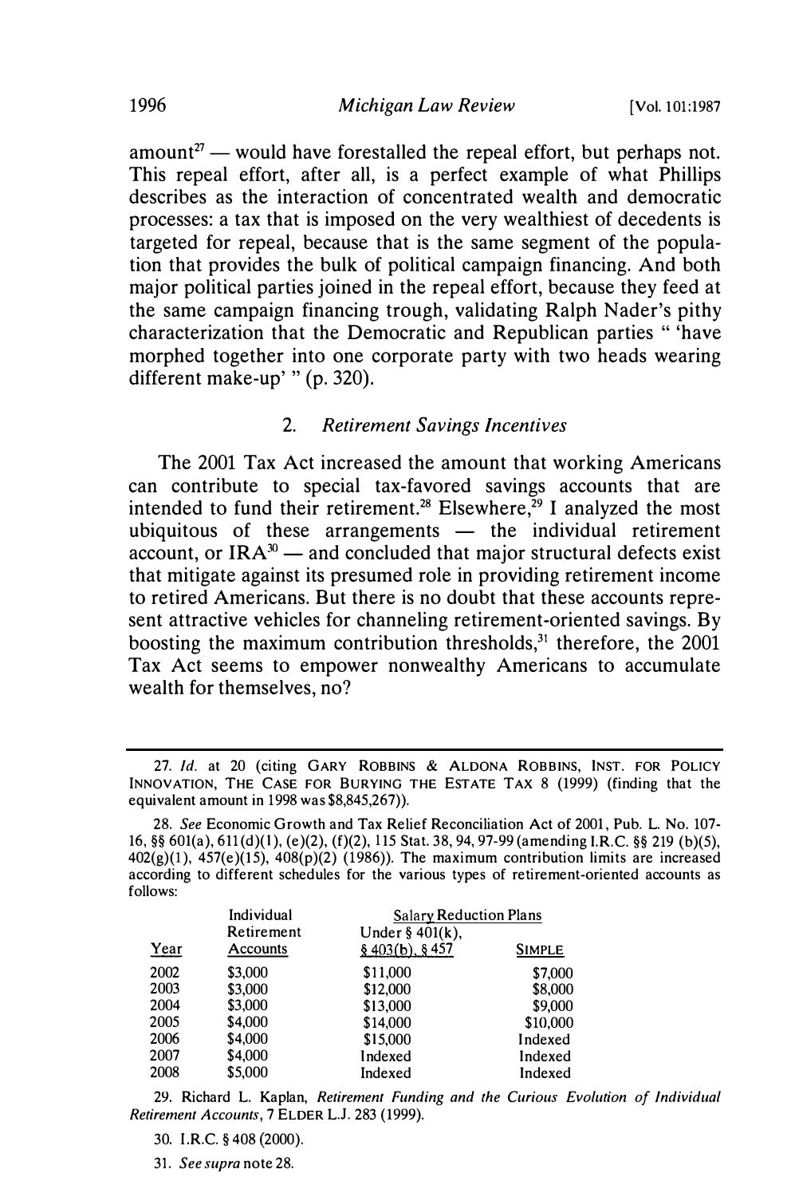amount[27] — would have forestalled the repeal effort, but perhaps not. This repeal effort, after all, is a perfect example of what Phillips describes as the interaction of concentrated wealth and democratic processes: a tax that is imposed on the very wealthiest of decedents is targeted for repeal, because that is the same segment of the population that provides the bulk of political campaign financing. And both major political parties joined in the repeal effort, because they feed at the same campaign financing trough, validating Ralph Nader's pithy characterization that the Democratic and Republican parties " 'have morphed together into one corporate party with two heads wearing different make-up' " (p. 320).

### 2. *Retirement Savings Incentives*

The 2001 Tax Act increased the amount that working Americans can contribute to special tax-favored savings accounts that are intended to fund their retirement.[28] Elsewhere,[29] I analyzed the most ubiquitous of these arrangements — the individual retirement account, or IRA[30] — and concluded that major structural defects exist that mitigate against its presumed role in providing retirement income to retired Americans. But there is no doubt that these accounts represent attractive vehicles for channeling retirement-oriented savings. By boosting the maximum contribution thresholds,[31] therefore, the 2001 Tax Act seems to empower nonwealthy Americans to accumulate wealth for themselves, no?

---

27. *Id.* at 20 (citing GARY ROBBINS & ALDONA ROBBINS, INST. FOR POLICY INNOVATION, THE CASE FOR BURYING THE ESTATE TAX 8 (1999) (finding that the equivalent amount in 1998 was $8,845,267)).

28. *See* Economic Growth and Tax Relief Reconciliation Act of 2001, Pub. L. No. 107-16, §§ 601(a), 611(d)(1), (e)(2), (f)(2), 115 Stat. 38, 94, 97-99 (amending I.R.C. §§ 219 (b)(5), 402(g)(1), 457(e)(15), 408(p)(2) (1986)). The maximum contribution limits are increased according to different schedules for the various types of retirement-oriented accounts as follows:

| Year | Individual Retirement Accounts | Salary Reduction Plans Under § 401(k), § 403(b), § 457 | SIMPLE |
|---|---|---|---|
| 2002 | $3,000 | $11,000 | $7,000 |
| 2003 | $3,000 | $12,000 | $8,000 |
| 2004 | $3,000 | $13,000 | $9,000 |
| 2005 | $4,000 | $14,000 | $10,000 |
| 2006 | $4,000 | $15,000 | Indexed |
| 2007 | $4,000 | Indexed | Indexed |
| 2008 | $5,000 | Indexed | Indexed |

29. Richard L. Kaplan, *Retirement Funding and the Curious Evolution of Individual Retirement Accounts*, 7 ELDER L.J. 283 (1999).

30. I.R.C. § 408 (2000).

31. *See supra* note 28.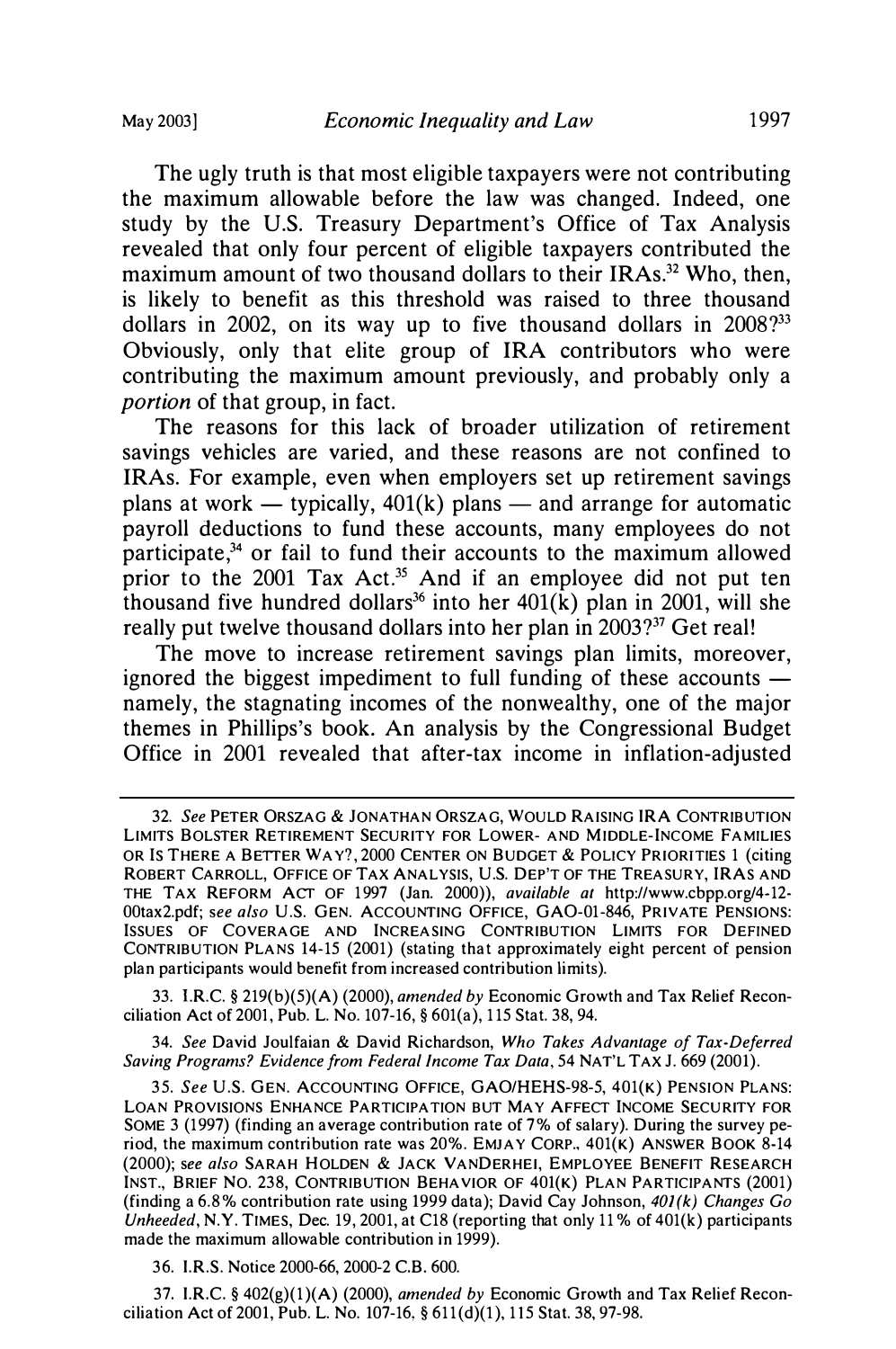The ugly truth is that most eligible taxpayers were not contributing the maximum allowable before the law was changed. Indeed, one study by the U.S. Treasury Department's Office of Tax Analysis revealed that only four percent of eligible taxpayers contributed the maximum amount of two thousand dollars to their IRAs.[32] Who, then, is likely to benefit as this threshold was raised to three thousand dollars in 2002, on its way up to five thousand dollars in 2008?[33] Obviously, only that elite group of IRA contributors who were contributing the maximum amount previously, and probably only a *portion* of that group, in fact.

The reasons for this lack of broader utilization of retirement savings vehicles are varied, and these reasons are not confined to IRAs. For example, even when employers set up retirement savings plans at work — typically, 401(k) plans — and arrange for automatic payroll deductions to fund these accounts, many employees do not participate,[34] or fail to fund their accounts to the maximum allowed prior to the 2001 Tax Act.[35] And if an employee did not put ten thousand five hundred dollars[36] into her 401(k) plan in 2001, will she really put twelve thousand dollars into her plan in 2003?[37] Get real!

The move to increase retirement savings plan limits, moreover, ignored the biggest impediment to full funding of these accounts — namely, the stagnating incomes of the nonwealthy, one of the major themes in Phillips's book. An analysis by the Congressional Budget Office in 2001 revealed that after-tax income in inflation-adjusted

---

32. *See* PETER ORSZAG & JONATHAN ORSZAG, WOULD RAISING IRA CONTRIBUTION LIMITS BOLSTER RETIREMENT SECURITY FOR LOWER- AND MIDDLE-INCOME FAMILIES OR IS THERE A BETTER WAY?, 2000 CENTER ON BUDGET & POLICY PRIORITIES 1 (citing ROBERT CARROLL, OFFICE OF TAX ANALYSIS, U.S. DEP'T OF THE TREASURY, IRAS AND THE TAX REFORM ACT OF 1997 (Jan. 2000)), *available at* http://www.cbpp.org/4-12-00tax2.pdf; *see also* U.S. GEN. ACCOUNTING OFFICE, GAO-01-846, PRIVATE PENSIONS: ISSUES OF COVERAGE AND INCREASING CONTRIBUTION LIMITS FOR DEFINED CONTRIBUTION PLANS 14-15 (2001) (stating that approximately eight percent of pension plan participants would benefit from increased contribution limits).

33. I.R.C. § 219(b)(5)(A) (2000), *amended by* Economic Growth and Tax Relief Reconciliation Act of 2001, Pub. L. No. 107-16, § 601(a), 115 Stat. 38, 94.

34. *See* David Joulfaian & David Richardson, *Who Takes Advantage of Tax-Deferred Saving Programs? Evidence from Federal Income Tax Data*, 54 NAT'L TAX J. 669 (2001).

35. *See* U.S. GEN. ACCOUNTING OFFICE, GAO/HEHS-98-5, 401(K) PENSION PLANS: LOAN PROVISIONS ENHANCE PARTICIPATION BUT MAY AFFECT INCOME SECURITY FOR SOME 3 (1997) (finding an average contribution rate of 7% of salary). During the survey period, the maximum contribution rate was 20%. EMJAY CORP., 401(K) ANSWER BOOK 8-14 (2000); *see also* SARAH HOLDEN & JACK VANDERHEI, EMPLOYEE BENEFIT RESEARCH INST., BRIEF NO. 238, CONTRIBUTION BEHAVIOR OF 401(K) PLAN PARTICIPANTS (2001) (finding a 6.8% contribution rate using 1999 data); David Cay Johnson, *401(k) Changes Go Unheeded*, N.Y. TIMES, Dec. 19, 2001, at C18 (reporting that only 11% of 401(k) participants made the maximum allowable contribution in 1999).

36. I.R.S. Notice 2000-66, 2000-2 C.B. 600.

37. I.R.C. § 402(g)(1)(A) (2000), *amended by* Economic Growth and Tax Relief Reconciliation Act of 2001, Pub. L. No. 107-16, § 611(d)(1), 115 Stat. 38, 97-98.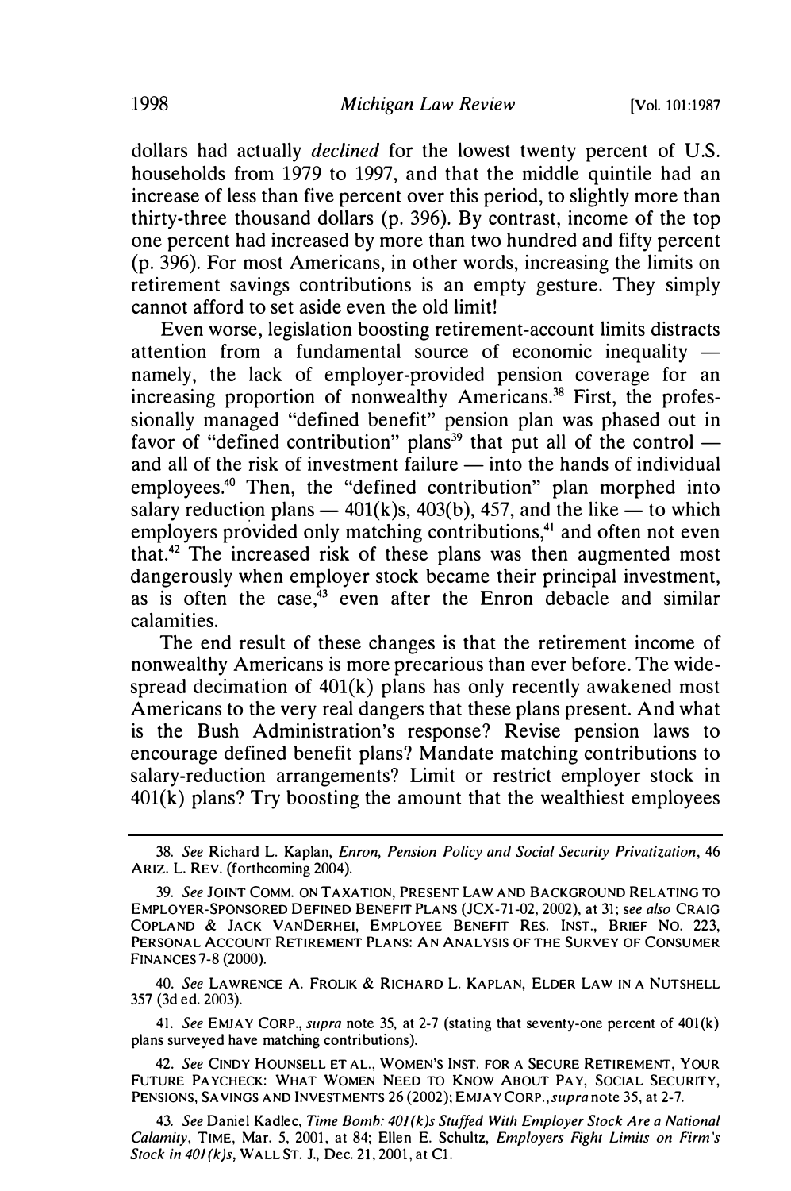dollars had actually *declined* for the lowest twenty percent of U.S. households from 1979 to 1997, and that the middle quintile had an increase of less than five percent over this period, to slightly more than thirty-three thousand dollars (p. 396). By contrast, income of the top one percent had increased by more than two hundred and fifty percent (p. 396). For most Americans, in other words, increasing the limits on retirement savings contributions is an empty gesture. They simply cannot afford to set aside even the old limit!

Even worse, legislation boosting retirement-account limits distracts attention from a fundamental source of economic inequality — namely, the lack of employer-provided pension coverage for an increasing proportion of nonwealthy Americans.[38] First, the professionally managed "defined benefit" pension plan was phased out in favor of "defined contribution" plans[39] that put all of the control — and all of the risk of investment failure — into the hands of individual employees.[40] Then, the "defined contribution" plan morphed into salary reduction plans — 401(k)s, 403(b), 457, and the like — to which employers provided only matching contributions,[41] and often not even that.[42] The increased risk of these plans was then augmented most dangerously when employer stock became their principal investment, as is often the case,[43] even after the Enron debacle and similar calamities.

The end result of these changes is that the retirement income of nonwealthy Americans is more precarious than ever before. The widespread decimation of 401(k) plans has only recently awakened most Americans to the very real dangers that these plans present. And what is the Bush Administration's response? Revise pension laws to encourage defined benefit plans? Mandate matching contributions to salary-reduction arrangements? Limit or restrict employer stock in 401(k) plans? Try boosting the amount that the wealthiest employees

---

38. *See* Richard L. Kaplan, *Enron, Pension Policy and Social Security Privatization*, 46 ARIZ. L. REV. (forthcoming 2004).

39. *See* JOINT COMM. ON TAXATION, PRESENT LAW AND BACKGROUND RELATING TO EMPLOYER-SPONSORED DEFINED BENEFIT PLANS (JCX-71-02, 2002), at 31; *see also* CRAIG COPLAND & JACK VANDERHEI, EMPLOYEE BENEFIT RES. INST., BRIEF NO. 223, PERSONAL ACCOUNT RETIREMENT PLANS: AN ANALYSIS OF THE SURVEY OF CONSUMER FINANCES 7-8 (2000).

40. *See* LAWRENCE A. FROLIK & RICHARD L. KAPLAN, ELDER LAW IN A NUTSHELL 357 (3d ed. 2003).

41. *See* EMJAY CORP., *supra* note 35, at 2-7 (stating that seventy-one percent of 401(k) plans surveyed have matching contributions).

42. *See* CINDY HOUNSELL ET AL., WOMEN'S INST. FOR A SECURE RETIREMENT, YOUR FUTURE PAYCHECK: WHAT WOMEN NEED TO KNOW ABOUT PAY, SOCIAL SECURITY, PENSIONS, SAVINGS AND INVESTMENTS 26 (2002); EMJAY CORP., *supra* note 35, at 2-7.

43. *See* Daniel Kadlec, *Time Bomb: 401(k)s Stuffed With Employer Stock Are a National Calamity*, TIME, Mar. 5, 2001, at 84; Ellen E. Schultz, *Employers Fight Limits on Firm's Stock in 401(k)s*, WALL ST. J., Dec. 21, 2001, at C1.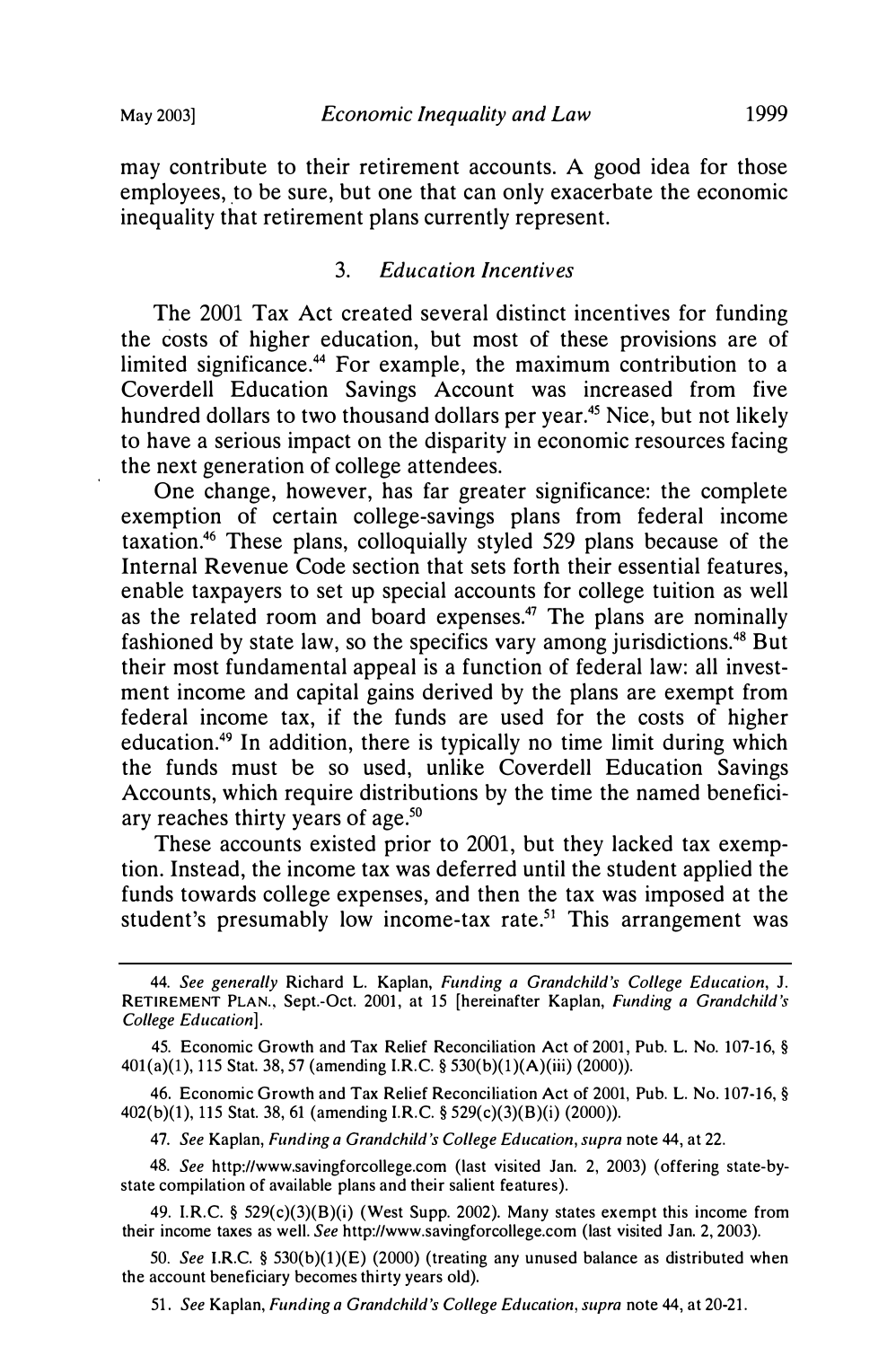may contribute to their retirement accounts. A good idea for those employees, to be sure, but one that can only exacerbate the economic inequality that retirement plans currently represent.

### 3. *Education Incentives*

The 2001 Tax Act created several distinct incentives for funding the costs of higher education, but most of these provisions are of limited significance.[44] For example, the maximum contribution to a Coverdell Education Savings Account was increased from five hundred dollars to two thousand dollars per year.[45] Nice, but not likely to have a serious impact on the disparity in economic resources facing the next generation of college attendees.

One change, however, has far greater significance: the complete exemption of certain college-savings plans from federal income taxation.[46] These plans, colloquially styled 529 plans because of the Internal Revenue Code section that sets forth their essential features, enable taxpayers to set up special accounts for college tuition as well as the related room and board expenses.[47] The plans are nominally fashioned by state law, so the specifics vary among jurisdictions.[48] But their most fundamental appeal is a function of federal law: all investment income and capital gains derived by the plans are exempt from federal income tax, if the funds are used for the costs of higher education.[49] In addition, there is typically no time limit during which the funds must be so used, unlike Coverdell Education Savings Accounts, which require distributions by the time the named beneficiary reaches thirty years of age.[50]

These accounts existed prior to 2001, but they lacked tax exemption. Instead, the income tax was deferred until the student applied the funds towards college expenses, and then the tax was imposed at the student's presumably low income-tax rate.[51] This arrangement was

---

44. *See generally* Richard L. Kaplan, *Funding a Grandchild's College Education*, J. RETIREMENT PLAN., Sept.-Oct. 2001, at 15 [hereinafter Kaplan, *Funding a Grandchild's College Education*].

45. Economic Growth and Tax Relief Reconciliation Act of 2001, Pub. L. No. 107-16, § 401(a)(1), 115 Stat. 38, 57 (amending I.R.C. § 530(b)(1)(A)(iii) (2000)).

46. Economic Growth and Tax Relief Reconciliation Act of 2001, Pub. L. No. 107-16, § 402(b)(1), 115 Stat. 38, 61 (amending I.R.C. § 529(c)(3)(B)(i) (2000)).

47. *See* Kaplan, *Funding a Grandchild's College Education*, *supra* note 44, at 22.

48. *See* http://www.savingforcollege.com (last visited Jan. 2, 2003) (offering state-by-state compilation of available plans and their salient features).

49. I.R.C. § 529(c)(3)(B)(i) (West Supp. 2002). Many states exempt this income from their income taxes as well. *See* http://www.savingforcollege.com (last visited Jan. 2, 2003).

50. *See* I.R.C. § 530(b)(1)(E) (2000) (treating any unused balance as distributed when the account beneficiary becomes thirty years old).

51. *See* Kaplan, *Funding a Grandchild's College Education*, *supra* note 44, at 20-21.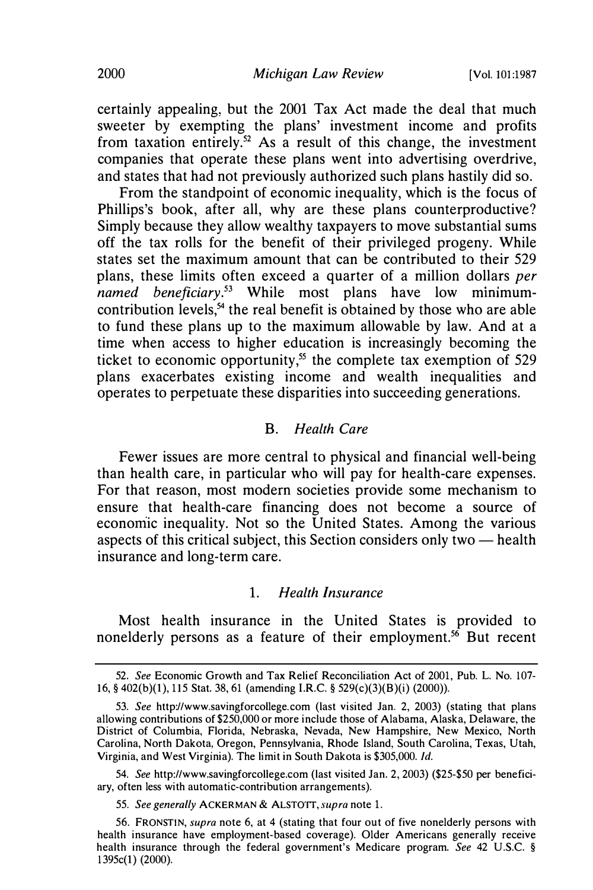certainly appealing, but the 2001 Tax Act made the deal that much sweeter by exempting the plans' investment income and profits from taxation entirely.[52] As a result of this change, the investment companies that operate these plans went into advertising overdrive, and states that had not previously authorized such plans hastily did so.

From the standpoint of economic inequality, which is the focus of Phillips's book, after all, why are these plans counterproductive? Simply because they allow wealthy taxpayers to move substantial sums off the tax rolls for the benefit of their privileged progeny. While states set the maximum amount that can be contributed to their 529 plans, these limits often exceed a quarter of a million dollars *per named beneficiary*.[53] While most plans have low minimum-contribution levels,[54] the real benefit is obtained by those who are able to fund these plans up to the maximum allowable by law. And at a time when access to higher education is increasingly becoming the ticket to economic opportunity,[55] the complete tax exemption of 529 plans exacerbates existing income and wealth inequalities and operates to perpetuate these disparities into succeeding generations.

### B. *Health Care*

Fewer issues are more central to physical and financial well-being than health care, in particular who will pay for health-care expenses. For that reason, most modern societies provide some mechanism to ensure that health-care financing does not become a source of economic inequality. Not so the United States. Among the various aspects of this critical subject, this Section considers only two — health insurance and long-term care.

#### 1. *Health Insurance*

Most health insurance in the United States is provided to nonelderly persons as a feature of their employment.[56] But recent

---

52. *See* Economic Growth and Tax Relief Reconciliation Act of 2001, Pub. L. No. 107-16, § 402(b)(1), 115 Stat. 38, 61 (amending I.R.C. § 529(c)(3)(B)(i) (2000)).

53. *See* http://www.savingforcollege.com (last visited Jan. 2, 2003) (stating that plans allowing contributions of $250,000 or more include those of Alabama, Alaska, Delaware, the District of Columbia, Florida, Nebraska, Nevada, New Hampshire, New Mexico, North Carolina, North Dakota, Oregon, Pennsylvania, Rhode Island, South Carolina, Texas, Utah, Virginia, and West Virginia). The limit in South Dakota is $305,000. *Id.*

54. *See* http://www.savingforcollege.com (last visited Jan. 2, 2003) ($25-$50 per beneficiary, often less with automatic-contribution arrangements).

55. *See generally* ACKERMAN & ALSTOTT, *supra* note 1.

56. FRONSTIN, *supra* note 6, at 4 (stating that four out of five nonelderly persons with health insurance have employment-based coverage). Older Americans generally receive health insurance through the federal government's Medicare program. *See* 42 U.S.C. § 1395c(1) (2000).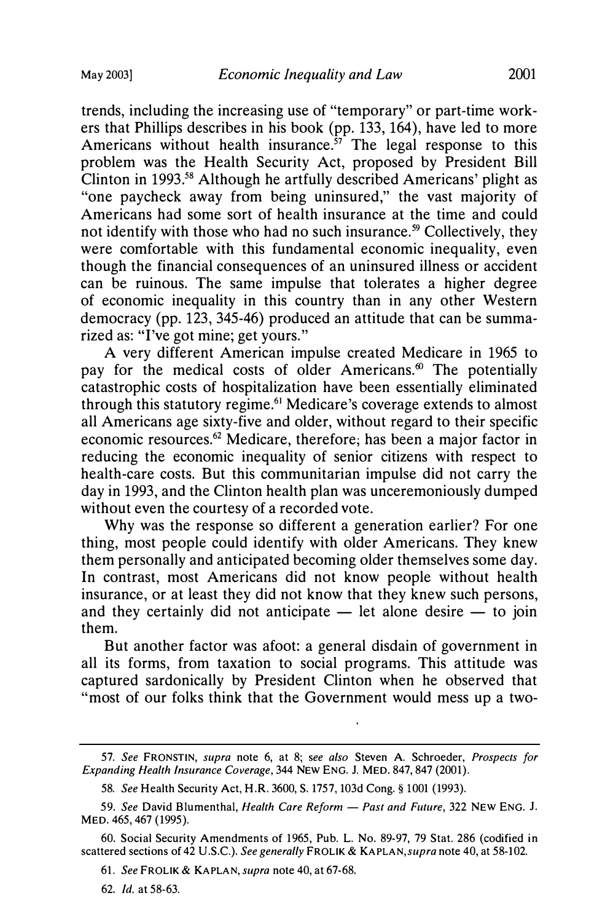trends, including the increasing use of "temporary" or part-time workers that Phillips describes in his book (pp. 133, 164), have led to more Americans without health insurance.[57] The legal response to this problem was the Health Security Act, proposed by President Bill Clinton in 1993.[58] Although he artfully described Americans' plight as "one paycheck away from being uninsured," the vast majority of Americans had some sort of health insurance at the time and could not identify with those who had no such insurance.[59] Collectively, they were comfortable with this fundamental economic inequality, even though the financial consequences of an uninsured illness or accident can be ruinous. The same impulse that tolerates a higher degree of economic inequality in this country than in any other Western democracy (pp. 123, 345-46) produced an attitude that can be summarized as: "I've got mine; get yours."

A very different American impulse created Medicare in 1965 to pay for the medical costs of older Americans.[60] The potentially catastrophic costs of hospitalization have been essentially eliminated through this statutory regime.[61] Medicare's coverage extends to almost all Americans age sixty-five and older, without regard to their specific economic resources.[62] Medicare, therefore, has been a major factor in reducing the economic inequality of senior citizens with respect to health-care costs. But this communitarian impulse did not carry the day in 1993, and the Clinton health plan was unceremoniously dumped without even the courtesy of a recorded vote.

Why was the response so different a generation earlier? For one thing, most people could identify with older Americans. They knew them personally and anticipated becoming older themselves some day. In contrast, most Americans did not know people without health insurance, or at least they did not know that they knew such persons, and they certainly did not anticipate — let alone desire — to join them.

But another factor was afoot: a general disdain of government in all its forms, from taxation to social programs. This attitude was captured sardonically by President Clinton when he observed that "most of our folks think that the Government would mess up a two-

---

57. *See* FRONSTIN, *supra* note 6, at 8; *see also* Steven A. Schroeder, *Prospects for Expanding Health Insurance Coverage*, 344 NEW ENG. J. MED. 847, 847 (2001).

58. *See* Health Security Act, H.R. 3600, S. 1757, 103d Cong. § 1001 (1993).

59. *See* David Blumenthal, *Health Care Reform — Past and Future*, 322 NEW ENG. J. MED. 465, 467 (1995).

60. Social Security Amendments of 1965, Pub. L. No. 89-97, 79 Stat. 286 (codified in scattered sections of 42 U.S.C.). *See generally* FROLIK & KAPLAN, *supra* note 40, at 58-102.

61. *See* FROLIK & KAPLAN, *supra* note 40, at 67-68.

62. *Id.* at 58-63.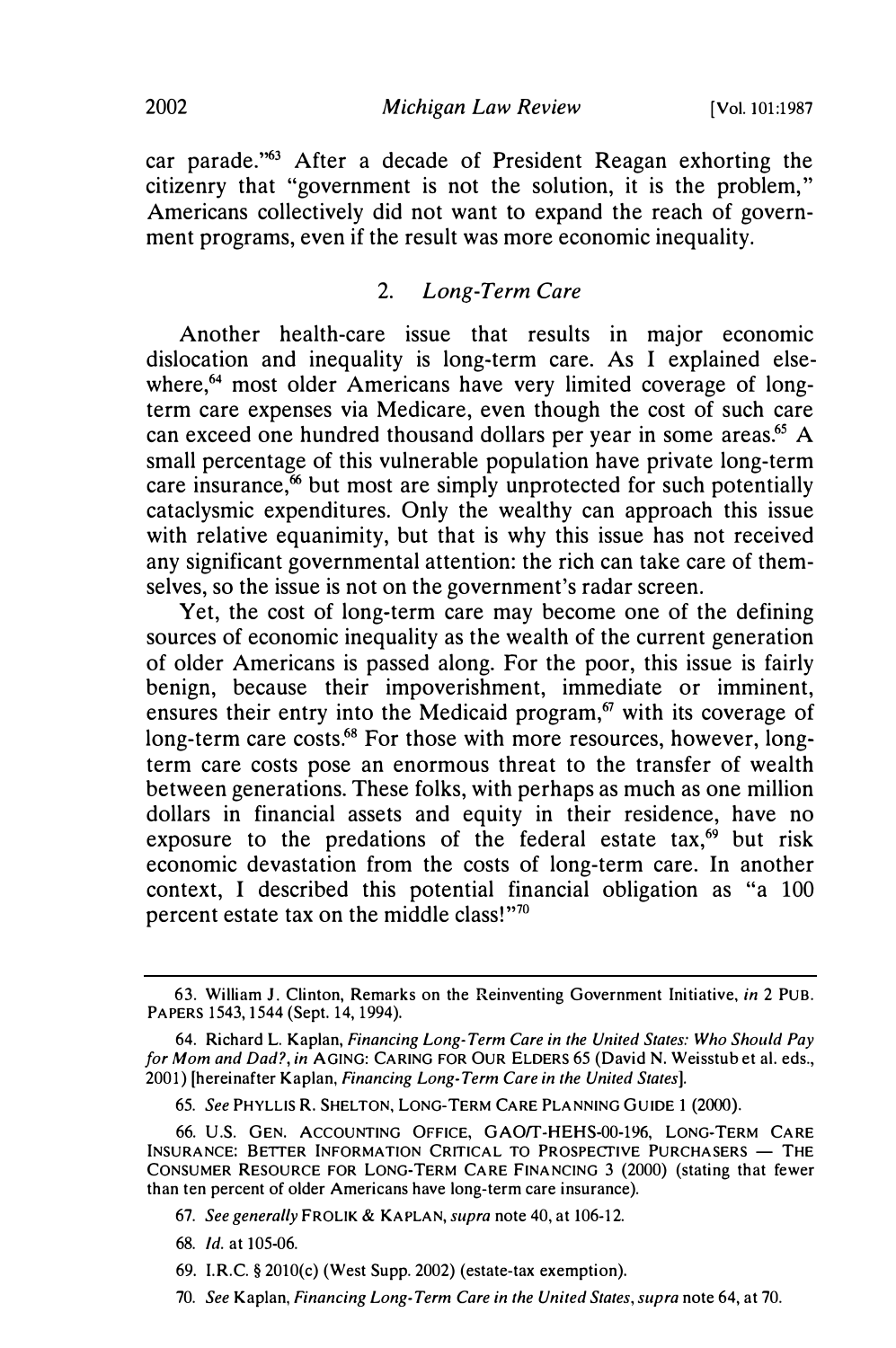car parade."[63] After a decade of President Reagan exhorting the citizenry that "government is not the solution, it is the problem," Americans collectively did not want to expand the reach of government programs, even if the result was more economic inequality.

### 2. *Long-Term Care*

Another health-care issue that results in major economic dislocation and inequality is long-term care. As I explained elsewhere,[64] most older Americans have very limited coverage of long-term care expenses via Medicare, even though the cost of such care can exceed one hundred thousand dollars per year in some areas.[65] A small percentage of this vulnerable population have private long-term care insurance,[66] but most are simply unprotected for such potentially cataclysmic expenditures. Only the wealthy can approach this issue with relative equanimity, but that is why this issue has not received any significant governmental attention: the rich can take care of themselves, so the issue is not on the government's radar screen.

Yet, the cost of long-term care may become one of the defining sources of economic inequality as the wealth of the current generation of older Americans is passed along. For the poor, this issue is fairly benign, because their impoverishment, immediate or imminent, ensures their entry into the Medicaid program,[67] with its coverage of long-term care costs.[68] For those with more resources, however, long-term care costs pose an enormous threat to the transfer of wealth between generations. These folks, with perhaps as much as one million dollars in financial assets and equity in their residence, have no exposure to the predations of the federal estate tax,[69] but risk economic devastation from the costs of long-term care. In another context, I described this potential financial obligation as "a 100 percent estate tax on the middle class!"[70]

---

63. William J. Clinton, Remarks on the Reinventing Government Initiative, *in* 2 PUB. PAPERS 1543, 1544 (Sept. 14, 1994).

64. Richard L. Kaplan, *Financing Long-Term Care in the United States: Who Should Pay for Mom and Dad?*, *in* AGING: CARING FOR OUR ELDERS 65 (David N. Weisstub et al. eds., 2001) [hereinafter Kaplan, *Financing Long-Term Care in the United States*].

65. *See* PHYLLIS R. SHELTON, LONG-TERM CARE PLANNING GUIDE 1 (2000).

66. U.S. GEN. ACCOUNTING OFFICE, GAO/T-HEHS-00-196, LONG-TERM CARE INSURANCE: BETTER INFORMATION CRITICAL TO PROSPECTIVE PURCHASERS — THE CONSUMER RESOURCE FOR LONG-TERM CARE FINANCING 3 (2000) (stating that fewer than ten percent of older Americans have long-term care insurance).

67. *See generally* FROLIK & KAPLAN, *supra* note 40, at 106-12.

68. *Id.* at 105-06.

69. I.R.C. § 2010(c) (West Supp. 2002) (estate-tax exemption).

70. *See* Kaplan, *Financing Long-Term Care in the United States*, *supra* note 64, at 70.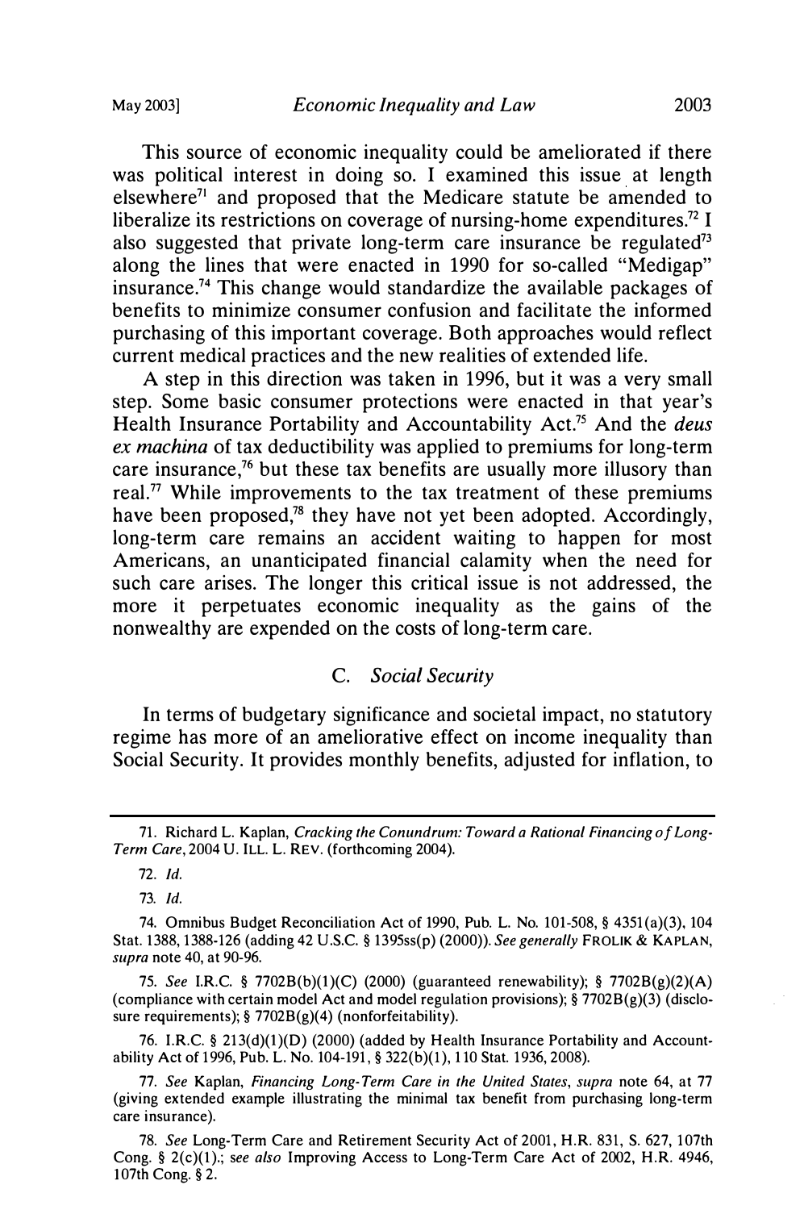This source of economic inequality could be ameliorated if there was political interest in doing so. I examined this issue at length elsewhere[71] and proposed that the Medicare statute be amended to liberalize its restrictions on coverage of nursing-home expenditures.[72] I also suggested that private long-term care insurance be regulated[73] along the lines that were enacted in 1990 for so-called "Medigap" insurance.[74] This change would standardize the available packages of benefits to minimize consumer confusion and facilitate the informed purchasing of this important coverage. Both approaches would reflect current medical practices and the new realities of extended life.

A step in this direction was taken in 1996, but it was a very small step. Some basic consumer protections were enacted in that year's Health Insurance Portability and Accountability Act.[75] And the *deus ex machina* of tax deductibility was applied to premiums for long-term care insurance,[76] but these tax benefits are usually more illusory than real.[77] While improvements to the tax treatment of these premiums have been proposed,[78] they have not yet been adopted. Accordingly, long-term care remains an accident waiting to happen for most Americans, an unanticipated financial calamity when the need for such care arises. The longer this critical issue is not addressed, the more it perpetuates economic inequality as the gains of the nonwealthy are expended on the costs of long-term care.

### C. *Social Security*

In terms of budgetary significance and societal impact, no statutory regime has more of an ameliorative effect on income inequality than Social Security. It provides monthly benefits, adjusted for inflation, to

---

71. Richard L. Kaplan, *Cracking the Conundrum: Toward a Rational Financing of Long-Term Care*, 2004 U. ILL. L. REV. (forthcoming 2004).

72. *Id.*

73. *Id.*

74. Omnibus Budget Reconciliation Act of 1990, Pub. L. No. 101-508, § 4351(a)(3), 104 Stat. 1388, 1388-126 (adding 42 U.S.C. § 1395ss(p) (2000)). *See generally* FROLIK & KAPLAN, *supra* note 40, at 90-96.

75. *See* I.R.C. § 7702B(b)(1)(C) (2000) (guaranteed renewability); § 7702B(g)(2)(A) (compliance with certain model Act and model regulation provisions); § 7702B(g)(3) (disclosure requirements); § 7702B(g)(4) (nonforfeitability).

76. I.R.C. § 213(d)(1)(D) (2000) (added by Health Insurance Portability and Accountability Act of 1996, Pub. L. No. 104-191, § 322(b)(1), 110 Stat. 1936, 2008).

77. *See* Kaplan, *Financing Long-Term Care in the United States*, *supra* note 64, at 77 (giving extended example illustrating the minimal tax benefit from purchasing long-term care insurance).

78. *See* Long-Term Care and Retirement Security Act of 2001, H.R. 831, S. 627, 107th Cong. § 2(c)(1).; *see also* Improving Access to Long-Term Care Act of 2002, H.R. 4946, 107th Cong. § 2.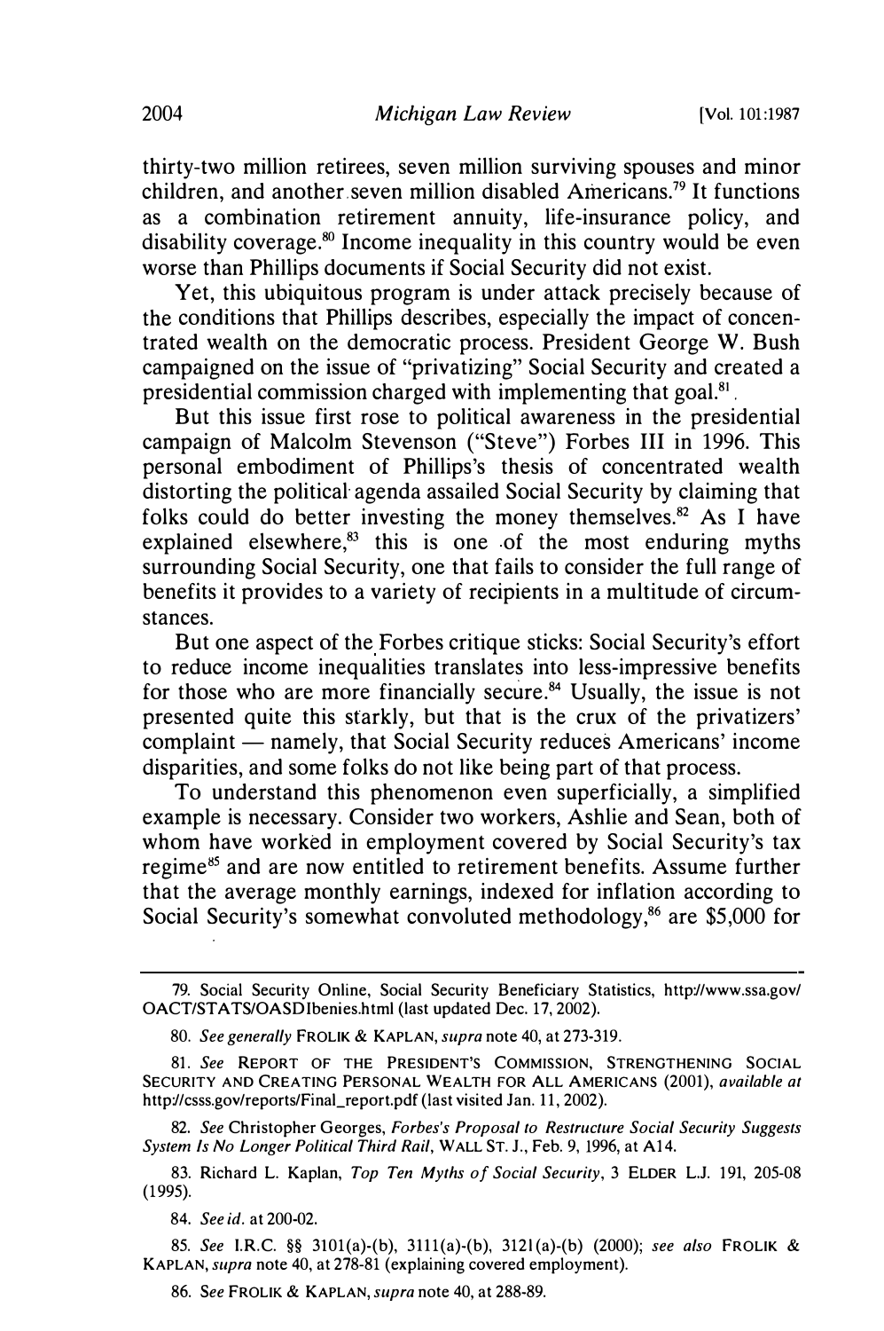thirty-two million retirees, seven million surviving spouses and minor children, and another seven million disabled Americans.[79] It functions as a combination retirement annuity, life-insurance policy, and disability coverage.[80] Income inequality in this country would be even worse than Phillips documents if Social Security did not exist.

Yet, this ubiquitous program is under attack precisely because of the conditions that Phillips describes, especially the impact of concentrated wealth on the democratic process. President George W. Bush campaigned on the issue of "privatizing" Social Security and created a presidential commission charged with implementing that goal.[81]

But this issue first rose to political awareness in the presidential campaign of Malcolm Stevenson ("Steve") Forbes III in 1996. This personal embodiment of Phillips's thesis of concentrated wealth distorting the political agenda assailed Social Security by claiming that folks could do better investing the money themselves.[82] As I have explained elsewhere,[83] this is one of the most enduring myths surrounding Social Security, one that fails to consider the full range of benefits it provides to a variety of recipients in a multitude of circumstances.

But one aspect of the Forbes critique sticks: Social Security's effort to reduce income inequalities translates into less-impressive benefits for those who are more financially secure.[84] Usually, the issue is not presented quite this starkly, but that is the crux of the privatizers' complaint — namely, that Social Security reduces Americans' income disparities, and some folks do not like being part of that process.

To understand this phenomenon even superficially, a simplified example is necessary. Consider two workers, Ashlie and Sean, both of whom have worked in employment covered by Social Security's tax regime[85] and are now entitled to retirement benefits. Assume further that the average monthly earnings, indexed for inflation according to Social Security's somewhat convoluted methodology,[86] are $5,000 for

---

79. Social Security Online, Social Security Beneficiary Statistics, http://www.ssa.gov/OACT/STATS/OASDIbenies.html (last updated Dec. 17, 2002).

80. *See generally* FROLIK & KAPLAN, *supra* note 40, at 273-319.

81. *See* REPORT OF THE PRESIDENT'S COMMISSION, STRENGTHENING SOCIAL SECURITY AND CREATING PERSONAL WEALTH FOR ALL AMERICANS (2001), *available at* http://csss.gov/reports/Final_report.pdf (last visited Jan. 11, 2002).

82. *See* Christopher Georges, *Forbes's Proposal to Restructure Social Security Suggests System Is No Longer Political Third Rail*, WALL ST. J., Feb. 9, 1996, at A14.

83. Richard L. Kaplan, *Top Ten Myths of Social Security*, 3 ELDER L.J. 191, 205-08 (1995).

84. *See id.* at 200-02.

85. *See* I.R.C. §§ 3101(a)-(b), 3111(a)-(b), 3121(a)-(b) (2000); *see also* FROLIK & KAPLAN, *supra* note 40, at 278-81 (explaining covered employment).

86. *See* FROLIK & KAPLAN, *supra* note 40, at 288-89.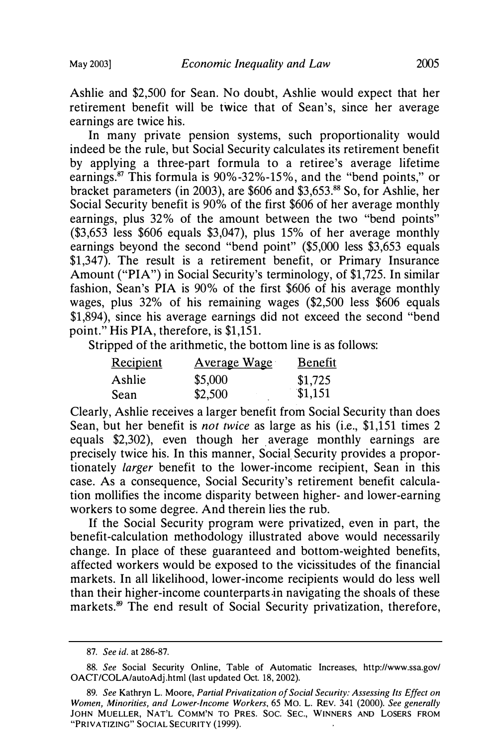Ashlie and $2,500 for Sean. No doubt, Ashlie would expect that her retirement benefit will be twice that of Sean's, since her average earnings are twice his.

In many private pension systems, such proportionality would indeed be the rule, but Social Security calculates its retirement benefit by applying a three-part formula to a retiree's average lifetime earnings.[87] This formula is 90%-32%-15%, and the "bend points," or bracket parameters (in 2003), are $606 and $3,653.[88] So, for Ashlie, her Social Security benefit is 90% of the first $606 of her average monthly earnings, plus 32% of the amount between the two "bend points" ($3,653 less $606 equals $3,047), plus 15% of her average monthly earnings beyond the second "bend point" ($5,000 less $3,653 equals $1,347). The result is a retirement benefit, or Primary Insurance Amount ("PIA") in Social Security's terminology, of $1,725. In similar fashion, Sean's PIA is 90% of the first $606 of his average monthly wages, plus 32% of his remaining wages ($2,500 less $606 equals $1,894), since his average earnings did not exceed the second "bend point." His PIA, therefore, is $1,151.

Stripped of the arithmetic, the bottom line is as follows:

| Recipient | Average Wage | Benefit |
|---|---|---|
| Ashlie | $5,000 | $1,725 |
| Sean | $2,500 | $1,151 |

Clearly, Ashlie receives a larger benefit from Social Security than does Sean, but her benefit is *not twice* as large as his (i.e., $1,151 times 2 equals $2,302), even though her average monthly earnings are precisely twice his. In this manner, Social Security provides a proportionately *larger* benefit to the lower-income recipient, Sean in this case. As a consequence, Social Security's retirement benefit calculation mollifies the income disparity between higher- and lower-earning workers to some degree. And therein lies the rub.

If the Social Security program were privatized, even in part, the benefit-calculation methodology illustrated above would necessarily change. In place of these guaranteed and bottom-weighted benefits, affected workers would be exposed to the vicissitudes of the financial markets. In all likelihood, lower-income recipients would do less well than their higher-income counterparts in navigating the shoals of these markets.[89] The end result of Social Security privatization, therefore,

---

87. *See id.* at 286-87.

88. *See* Social Security Online, Table of Automatic Increases, http://www.ssa.gov/OACT/COLA/autoAdj.html (last updated Oct. 18, 2002).

89. *See* Kathryn L. Moore, *Partial Privatization of Social Security: Assessing Its Effect on Women, Minorities, and Lower-Income Workers*, 65 MO. L. REV. 341 (2000). *See generally* JOHN MUELLER, NAT'L COMM'N TO PRES. SOC. SEC., WINNERS AND LOSERS FROM "PRIVATIZING" SOCIAL SECURITY (1999).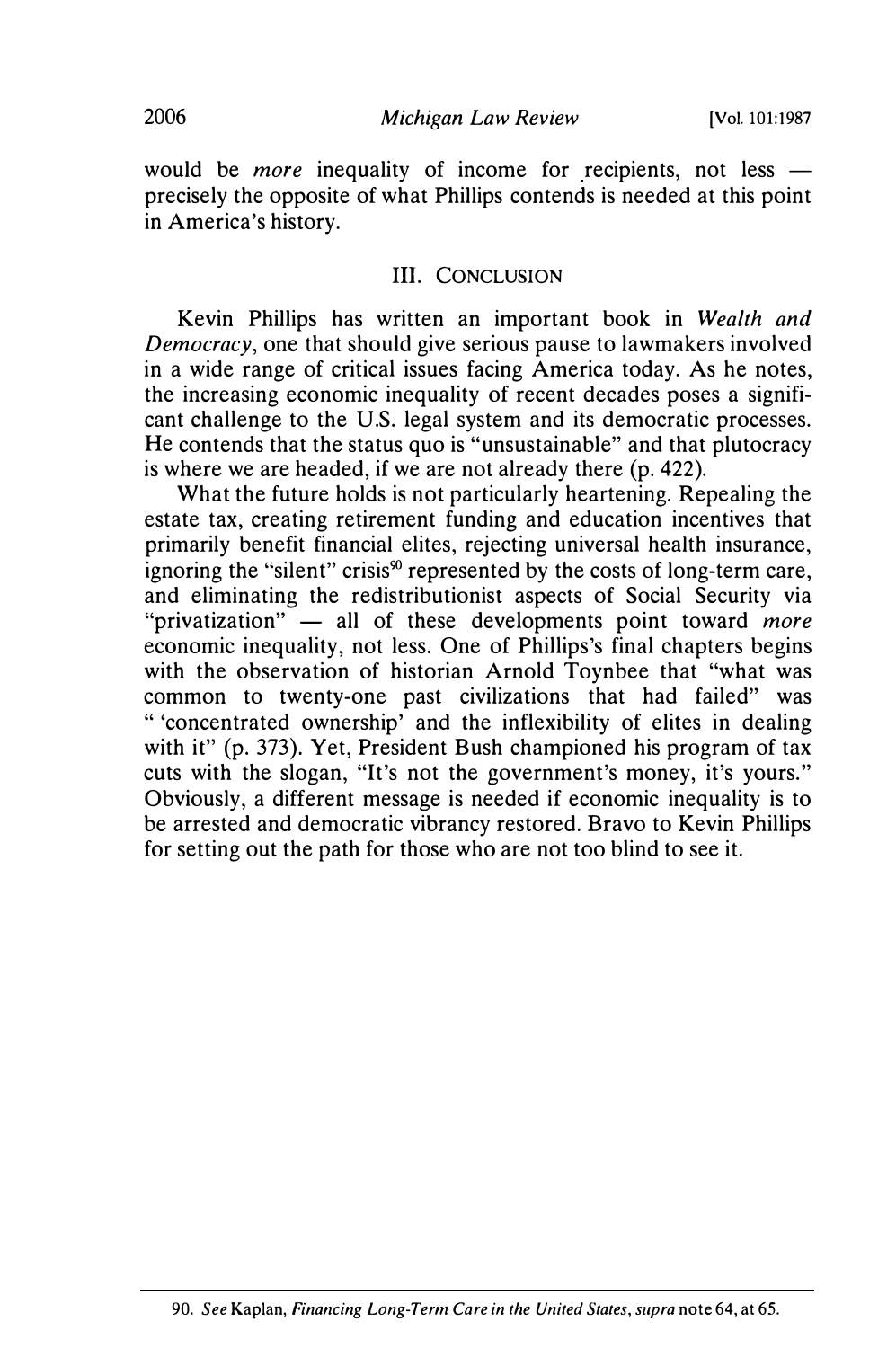would be *more* inequality of income for recipients, not less — precisely the opposite of what Phillips contends is needed at this point in America's history.

## III. CONCLUSION

Kevin Phillips has written an important book in *Wealth and Democracy*, one that should give serious pause to lawmakers involved in a wide range of critical issues facing America today. As he notes, the increasing economic inequality of recent decades poses a significant challenge to the U.S. legal system and its democratic processes. He contends that the status quo is "unsustainable" and that plutocracy is where we are headed, if we are not already there (p. 422).

What the future holds is not particularly heartening. Repealing the estate tax, creating retirement funding and education incentives that primarily benefit financial elites, rejecting universal health insurance, ignoring the "silent" crisis[90] represented by the costs of long-term care, and eliminating the redistributionist aspects of Social Security via "privatization" — all of these developments point toward *more* economic inequality, not less. One of Phillips's final chapters begins with the observation of historian Arnold Toynbee that "what was common to twenty-one past civilizations that had failed" was " 'concentrated ownership' and the inflexibility of elites in dealing with it" (p. 373). Yet, President Bush championed his program of tax cuts with the slogan, "It's not the government's money, it's yours." Obviously, a different message is needed if economic inequality is to be arrested and democratic vibrancy restored. Bravo to Kevin Phillips for setting out the path for those who are not too blind to see it.

---

90. *See* Kaplan, *Financing Long-Term Care in the United States*, *supra* note 64, at 65.